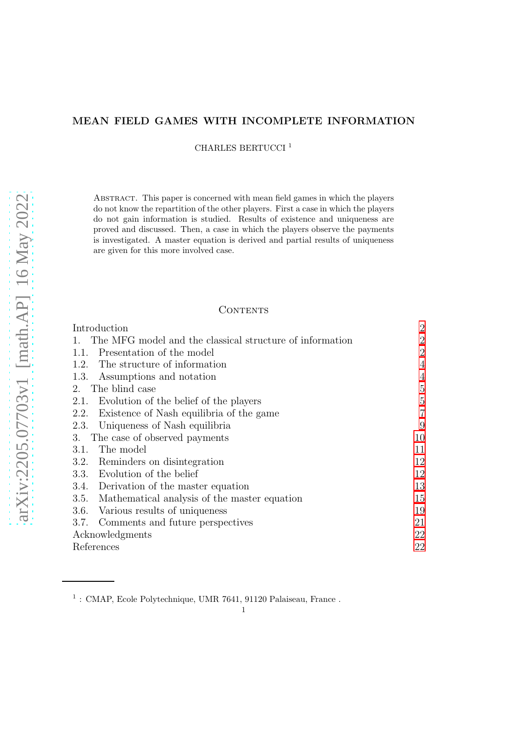# MEAN FIELD GAMES WITH INCOMPLETE INFORMATION

CHARLES BERTUCCI [1]

Abstract. This paper is concerned with mean field games in which the players do not know the repartition of the other players. First a case in which the players do not gain information is studied. Results of existence and uniqueness are proved and discussed. Then, a case in which the players observe the payments is investigated. A master equation is derived and partial results of uniqueness are given for this more involved case.

## Contents

| | |
|---|---|
| Introduction | 2 |
| 1. The MFG model and the classical structure of information | 2 |
| 1.1. Presentation of the model | 2 |
| 1.2. The structure of information | 4 |
| 1.3. Assumptions and notation | 4 |
| 2. The blind case | 5 |
| 2.1. Evolution of the belief of the players | 5 |
| 2.2. Existence of Nash equilibria of the game | 7 |
| 2.3. Uniqueness of Nash equilibria | 9 |
| 3. The case of observed payments | 10 |
| 3.1. The model | 11 |
| 3.2. Reminders on disintegration | 12 |
| 3.3. Evolution of the belief | 12 |
| 3.4. Derivation of the master equation | 13 |
| 3.5. Mathematical analysis of the master equation | 15 |
| 3.6. Various results of uniqueness | 19 |
| 3.7. Comments and future perspectives | 21 |
| Acknowledgments | 22 |
| References | 22 |

[1] : CMAP, Ecole Polytechnique, UMR 7641, 91120 Palaiseau, France .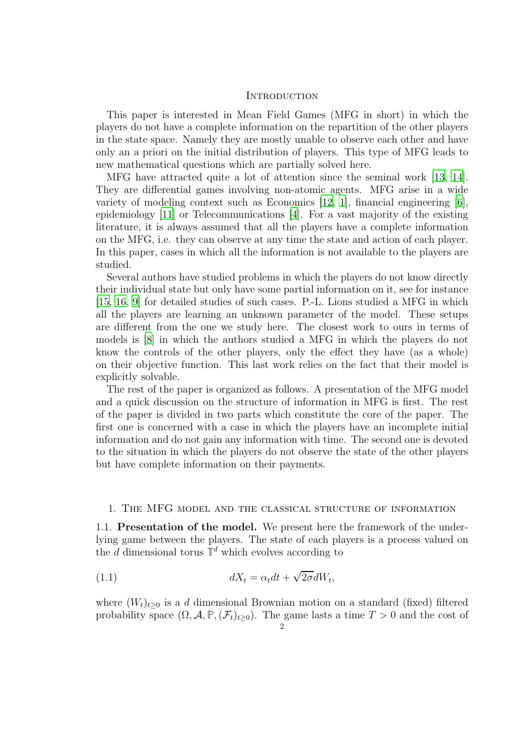## Introduction

This paper is interested in Mean Field Games (MFG in short) in which the players do not have a complete information on the repartition of the other players in the state space. Namely they are mostly unable to observe each other and have only an a priori on the initial distribution of players. This type of MFG leads to new mathematical questions which are partially solved here.

MFG have attracted quite a lot of attention since the seminal work [13, 14]. They are differential games involving non-atomic agents. MFG arise in a wide variety of modeling context such as Economics [12, 1], financial engineering [6], epidemiology [11] or Telecommunications [4]. For a vast majority of the existing literature, it is always assumed that all the players have a complete information on the MFG, i.e. they can observe at any time the state and action of each player. In this paper, cases in which all the information is not available to the players are studied.

Several authors have studied problems in which the players do not know directly their individual state but only have some partial information on it, see for instance [15, 16, 9] for detailed studies of such cases. P.-L. Lions studied a MFG in which all the players are learning an unknown parameter of the model. These setups are different from the one we study here. The closest work to ours in terms of models is [8] in which the authors studied a MFG in which the players do not know the controls of the other players, only the effect they have (as a whole) on their objective function. This last work relies on the fact that their model is explicitly solvable.

The rest of the paper is organized as follows. A presentation of the MFG model and a quick discussion on the structure of information in MFG is first. The rest of the paper is divided in two parts which constitute the core of the paper. The first one is concerned with a case in which the players have an incomplete initial information and do not gain any information with time. The second one is devoted to the situation in which the players do not observe the state of the other players but have complete information on their payments.

## 1. The MFG model and the classical structure of information

**1.1. Presentation of the model.** We present here the framework of the underlying game between the players. The state of each players is a process valued on the $d$ dimensional torus $\mathbb{T}^d$ which evolves according to

$$dX_t = \alpha_t dt + \sqrt{2\sigma} dW_t, \tag{1.1}$$

where $(W_t)_{t\geq 0}$ is a $d$ dimensional Brownian motion on a standard (fixed) filtered probability space $(\Omega, \mathcal{A}, \mathbb{P}, (\mathcal{F}_t)_{t\geq 0})$. The game lasts a time $T > 0$ and the cost of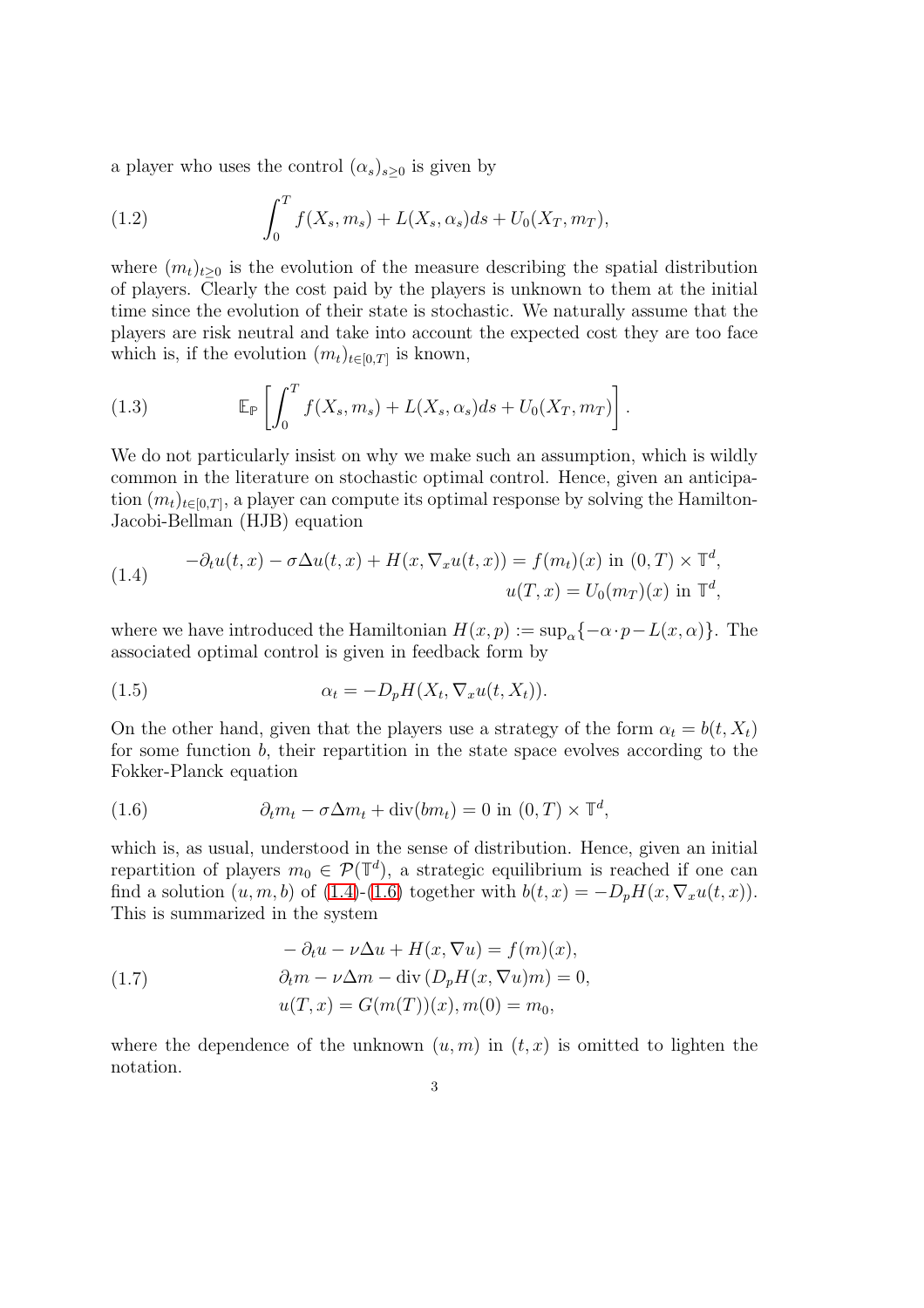a player who uses the control $(\alpha_s)_{s\geq 0}$ is given by

$$\int_0^T f(X_s, m_s) + L(X_s, \alpha_s) ds + U_0(X_T, m_T), \tag{1.2}$$

where $(m_t)_{t\geq 0}$ is the evolution of the measure describing the spatial distribution of players. Clearly the cost paid by the players is unknown to them at the initial time since the evolution of their state is stochastic. We naturally assume that the players are risk neutral and take into account the expected cost they are too face which is, if the evolution $(m_t)_{t\in[0,T]}$ is known,

$$\mathbb{E}_{\mathbb{P}}\left[\int_0^T f(X_s, m_s) + L(X_s, \alpha_s) ds + U_0(X_T, m_T)\right]. \tag{1.3}$$

We do not particularly insist on why we make such an assumption, which is wildly common in the literature on stochastic optimal control. Hence, given an anticipation $(m_t)_{t\in[0,T]}$, a player can compute its optimal response by solving the Hamilton-Jacobi-Bellman (HJB) equation

$$\begin{aligned} -\partial_t u(t,x) - \sigma\Delta u(t,x) + H(x, \nabla_x u(t,x)) &= f(m_t)(x) \text{ in } (0,T)\times\mathbb{T}^d, \\ u(T,x) &= U_0(m_T)(x) \text{ in } \mathbb{T}^d, \end{aligned} \tag{1.4}$$

where we have introduced the Hamiltonian $H(x,p) := \sup_\alpha\{-\alpha\cdot p - L(x,\alpha)\}$. The associated optimal control is given in feedback form by

$$\alpha_t = -D_p H(X_t, \nabla_x u(t, X_t)). \tag{1.5}$$

On the other hand, given that the players use a strategy of the form $\alpha_t = b(t, X_t)$ for some function $b$, their repartition in the state space evolves according to the Fokker-Planck equation

$$\partial_t m_t - \sigma\Delta m_t + \operatorname{div}(b m_t) = 0 \text{ in } (0,T)\times\mathbb{T}^d, \tag{1.6}$$

which is, as usual, understood in the sense of distribution. Hence, given an initial repartition of players $m_0 \in \mathcal{P}(\mathbb{T}^d)$, a strategic equilibrium is reached if one can find a solution $(u, m, b)$ of (1.4)-(1.6) together with $b(t,x) = -D_p H(x, \nabla_x u(t,x))$. This is summarized in the system

$$\begin{aligned} &-\partial_t u - \nu\Delta u + H(x, \nabla u) = f(m)(x), \\ &\partial_t m - \nu\Delta m - \operatorname{div}(D_p H(x, \nabla u) m) = 0, \\ &u(T,x) = G(m(T))(x), m(0) = m_0, \end{aligned} \tag{1.7}$$

where the dependence of the unknown $(u, m)$ in $(t, x)$ is omitted to lighten the notation.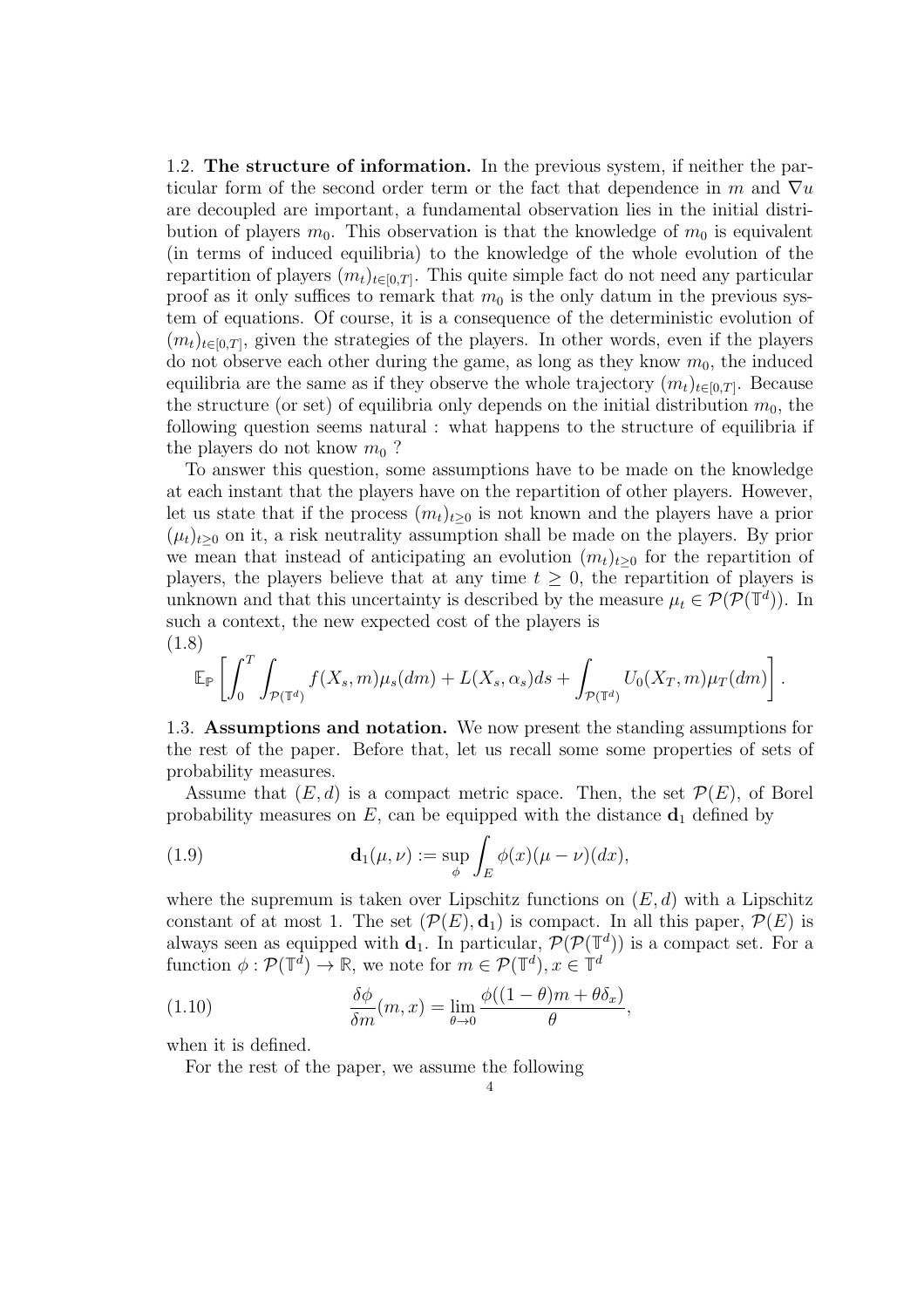1.2. **The structure of information.** In the previous system, if neither the particular form of the second order term or the fact that dependence in $m$ and $\nabla u$ are decoupled are important, a fundamental observation lies in the initial distribution of players $m_0$. This observation is that the knowledge of $m_0$ is equivalent (in terms of induced equilibria) to the knowledge of the whole evolution of the repartition of players $(m_t)_{t\in[0,T]}$. This quite simple fact do not need any particular proof as it only suffices to remark that $m_0$ is the only datum in the previous system of equations. Of course, it is a consequence of the deterministic evolution of $(m_t)_{t\in[0,T]}$, given the strategies of the players. In other words, even if the players do not observe each other during the game, as long as they know $m_0$, the induced equilibria are the same as if they observe the whole trajectory $(m_t)_{t\in[0,T]}$. Because the structure (or set) of equilibria only depends on the initial distribution $m_0$, the following question seems natural : what happens to the structure of equilibria if the players do not know $m_0$ ?

To answer this question, some assumptions have to be made on the knowledge at each instant that the players have on the repartition of other players. However, let us state that if the process $(m_t)_{t\geq 0}$ is not known and the players have a prior $(\mu_t)_{t\geq 0}$ on it, a risk neutrality assumption shall be made on the players. By prior we mean that instead of anticipating an evolution $(m_t)_{t\geq 0}$ for the repartition of players, the players believe that at any time $t \geq 0$, the repartition of players is unknown and that this uncertainty is described by the measure $\mu_t \in \mathcal{P}(\mathcal{P}(\mathbb{T}^d))$. In such a context, the new expected cost of the players is

$$
\mathbb{E}_{\mathbb{P}}\left[\int_0^T \int_{\mathcal{P}(\mathbb{T}^d)} f(X_s, m)\mu_s(dm) + L(X_s, \alpha_s)ds + \int_{\mathcal{P}(\mathbb{T}^d)} U_0(X_T, m)\mu_T(dm)\right]. \tag{1.8}
$$

1.3. **Assumptions and notation.** We now present the standing assumptions for the rest of the paper. Before that, let us recall some some properties of sets of probability measures.

Assume that $(E, d)$ is a compact metric space. Then, the set $\mathcal{P}(E)$, of Borel probability measures on $E$, can be equipped with the distance $\mathbf{d}_1$ defined by

$$
\mathbf{d}_1(\mu, \nu) := \sup_{\phi} \int_E \phi(x)(\mu - \nu)(dx), \tag{1.9}
$$

where the supremum is taken over Lipschitz functions on $(E, d)$ with a Lipschitz constant of at most 1. The set $(\mathcal{P}(E), \mathbf{d}_1)$ is compact. In all this paper, $\mathcal{P}(E)$ is always seen as equipped with $\mathbf{d}_1$. In particular, $\mathcal{P}(\mathcal{P}(\mathbb{T}^d))$ is a compact set. For a function $\phi : \mathcal{P}(\mathbb{T}^d) \to \mathbb{R}$, we note for $m \in \mathcal{P}(\mathbb{T}^d), x \in \mathbb{T}^d$

$$
\frac{\delta \phi}{\delta m}(m, x) = \lim_{\theta \to 0} \frac{\phi((1-\theta)m + \theta\delta_x)}{\theta}, \tag{1.10}
$$

when it is defined.

For the rest of the paper, we assume the following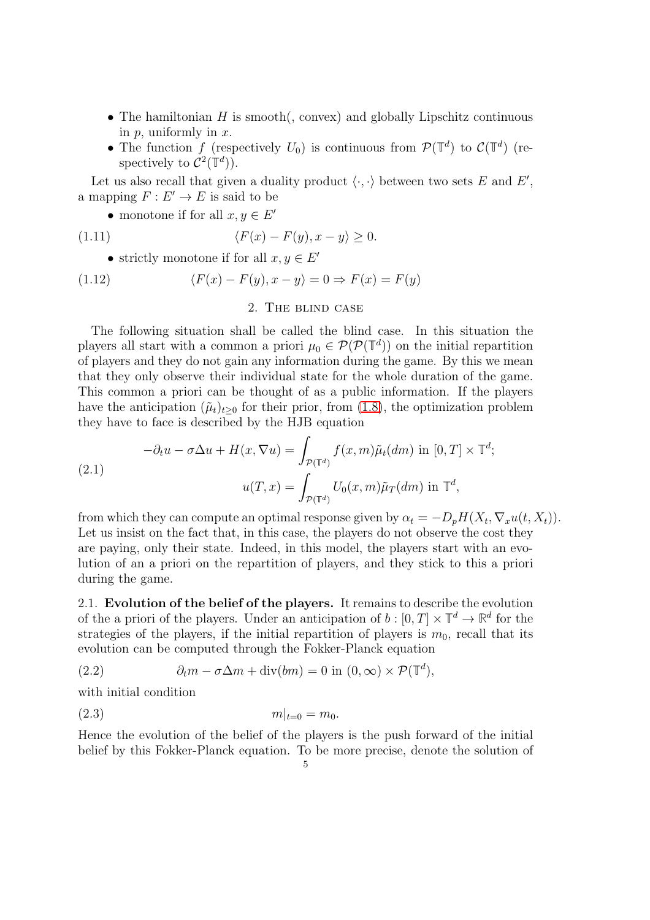- The hamiltonian $H$ is smooth(, convex) and globally Lipschitz continuous in $p$, uniformly in $x$.
- The function $f$ (respectively $U_0$) is continuous from $\mathcal{P}(\mathbb{T}^d)$ to $\mathcal{C}(\mathbb{T}^d)$ (respectively to $\mathcal{C}^2(\mathbb{T}^d)$).

Let us also recall that given a duality product $\langle \cdot, \cdot \rangle$ between two sets $E$ and $E'$, a mapping $F : E' \to E$ is said to be

- monotone if for all $x, y \in E'$

$$\langle F(x) - F(y), x - y \rangle \geq 0. \tag{1.11}$$

- strictly monotone if for all $x, y \in E'$

$$\langle F(x) - F(y), x - y \rangle = 0 \Rightarrow F(x) = F(y) \tag{1.12}$$

## 2. The blind case

The following situation shall be called the blind case. In this situation the players all start with a common a priori $\mu_0 \in \mathcal{P}(\mathcal{P}(\mathbb{T}^d))$ on the initial repartition of players and they do not gain any information during the game. By this we mean that they only observe their individual state for the whole duration of the game. This common a priori can be thought of as a public information. If the players have the anticipation $(\tilde{\mu}_t)_{t \geq 0}$ for their prior, from (1.8), the optimization problem they have to face is described by the HJB equation

$$\begin{aligned} -\partial_t u - \sigma \Delta u + H(x, \nabla u) &= \int_{\mathcal{P}(\mathbb{T}^d)} f(x, m) \tilde{\mu}_t(dm) \text{ in } [0, T] \times \mathbb{T}^d; \\ u(T, x) &= \int_{\mathcal{P}(\mathbb{T}^d)} U_0(x, m) \tilde{\mu}_T(dm) \text{ in } \mathbb{T}^d, \end{aligned} \tag{2.1}$$

from which they can compute an optimal response given by $\alpha_t = -D_p H(X_t, \nabla_x u(t, X_t))$. Let us insist on the fact that, in this case, the players do not observe the cost they are paying, only their state. Indeed, in this model, the players start with an evolution of an a priori on the repartition of players, and they stick to this a priori during the game.

**2.1. Evolution of the belief of the players.** It remains to describe the evolution of the a priori of the players. Under an anticipation of $b : [0, T] \times \mathbb{T}^d \to \mathbb{R}^d$ for the strategies of the players, if the initial repartition of players is $m_0$, recall that its evolution can be computed through the Fokker-Planck equation

$$\partial_t m - \sigma \Delta m + \text{div}(bm) = 0 \text{ in } (0, \infty) \times \mathcal{P}(\mathbb{T}^d), \tag{2.2}$$

with initial condition

$$m|_{t=0} = m_0. \tag{2.3}$$

Hence the evolution of the belief of the players is the push forward of the initial belief by this Fokker-Planck equation. To be more precise, denote the solution of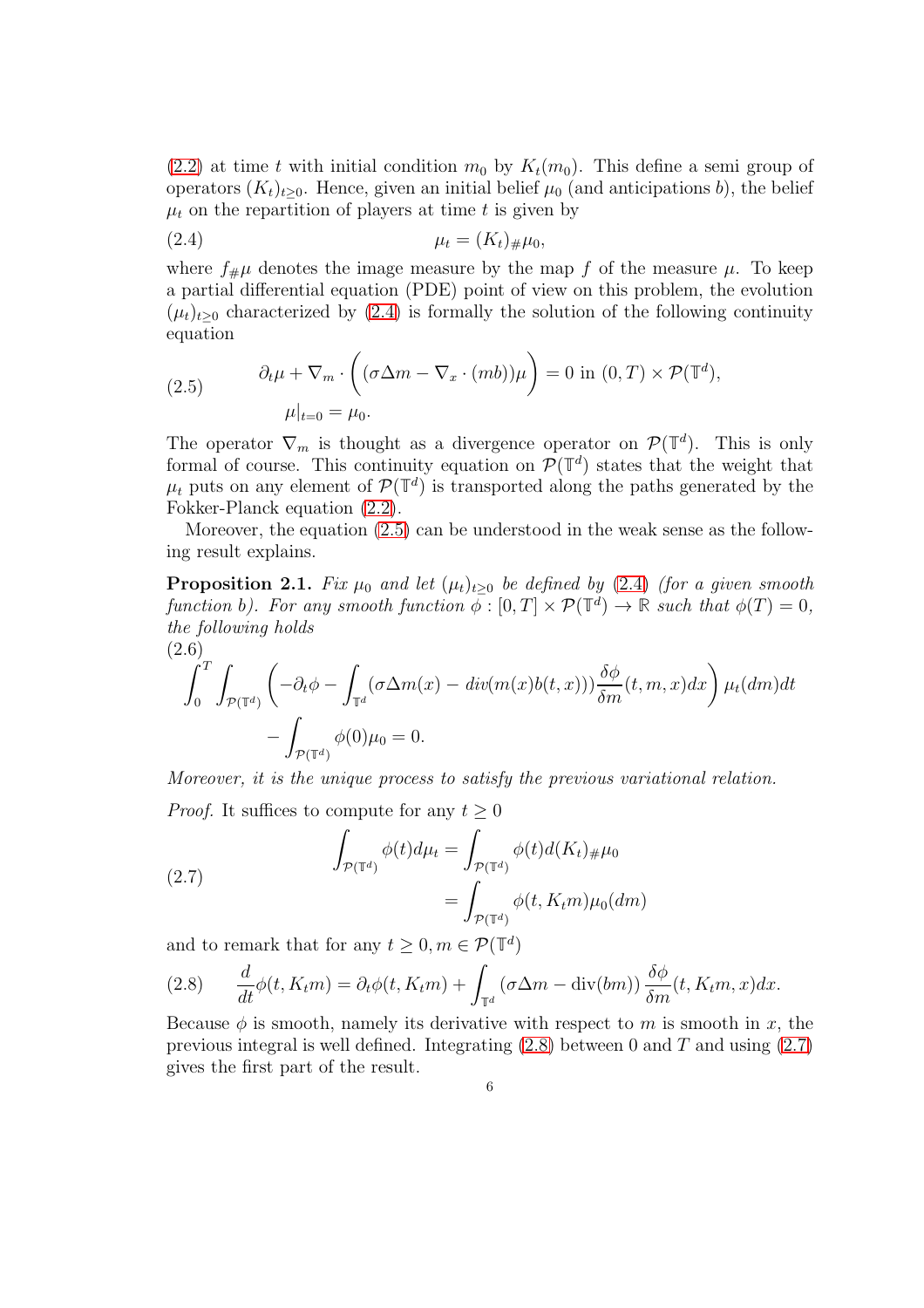(2.2) at time $t$ with initial condition $m_0$ by $K_t(m_0)$. This define a semi group of operators $(K_t)_{t\geq 0}$. Hence, given an initial belief $\mu_0$ (and anticipations $b$), the belief $\mu_t$ on the repartition of players at time $t$ is given by

$$\mu_t = (K_t)_{\#}\mu_0, \tag{2.4}$$

where $f_{\#}\mu$ denotes the image measure by the map $f$ of the measure $\mu$. To keep a partial differential equation (PDE) point of view on this problem, the evolution $(\mu_t)_{t\geq 0}$ characterized by (2.4) is formally the solution of the following continuity equation

$$\begin{aligned}
&\partial_t \mu + \nabla_m \cdot \bigg( (\sigma \Delta m - \nabla_x \cdot (mb))\mu \bigg) = 0 \text{ in } (0,T) \times \mathcal{P}(\mathbb{T}^d),\\
&\mu|_{t=0} = \mu_0.
\end{aligned} \tag{2.5}$$

The operator $\nabla_m$ is thought as a divergence operator on $\mathcal{P}(\mathbb{T}^d)$. This is only formal of course. This continuity equation on $\mathcal{P}(\mathbb{T}^d)$ states that the weight that $\mu_t$ puts on any element of $\mathcal{P}(\mathbb{T}^d)$ is transported along the paths generated by the Fokker-Planck equation (2.2).

Moreover, the equation (2.5) can be understood in the weak sense as the following result explains.

**Proposition 2.1.** *Fix $\mu_0$ and let $(\mu_t)_{t\geq 0}$ be defined by (2.4) (for a given smooth function $b$). For any smooth function $\phi : [0,T] \times \mathcal{P}(\mathbb{T}^d) \to \mathbb{R}$ such that $\phi(T) = 0$, the following holds*

$$\begin{aligned}
\int_0^T \int_{\mathcal{P}(\mathbb{T}^d)} \left( -\partial_t \phi - \int_{\mathbb{T}^d} (\sigma \Delta m(x) - div(m(x)b(t,x))) \frac{\delta \phi}{\delta m}(t,m,x)dx \right) \mu_t(dm)dt \\
- \int_{\mathcal{P}(\mathbb{T}^d)} \phi(0)\mu_0 = 0.
\end{aligned} \tag{2.6}$$

*Moreover, it is the unique process to satisfy the previous variational relation.*

*Proof.* It suffices to compute for any $t \geq 0$

$$\begin{aligned}
\int_{\mathcal{P}(\mathbb{T}^d)} \phi(t) d\mu_t &= \int_{\mathcal{P}(\mathbb{T}^d)} \phi(t) d(K_t)_{\#}\mu_0 \\
&= \int_{\mathcal{P}(\mathbb{T}^d)} \phi(t, K_t m)\mu_0(dm)
\end{aligned} \tag{2.7}$$

and to remark that for any $t \geq 0, m \in \mathcal{P}(\mathbb{T}^d)$

$$\frac{d}{dt}\phi(t, K_t m) = \partial_t \phi(t, K_t m) + \int_{\mathbb{T}^d} (\sigma \Delta m - \text{div}(bm)) \frac{\delta \phi}{\delta m}(t, K_t m, x)dx. \tag{2.8}$$

Because $\phi$ is smooth, namely its derivative with respect to $m$ is smooth in $x$, the previous integral is well defined. Integrating (2.8) between 0 and $T$ and using (2.7) gives the first part of the result.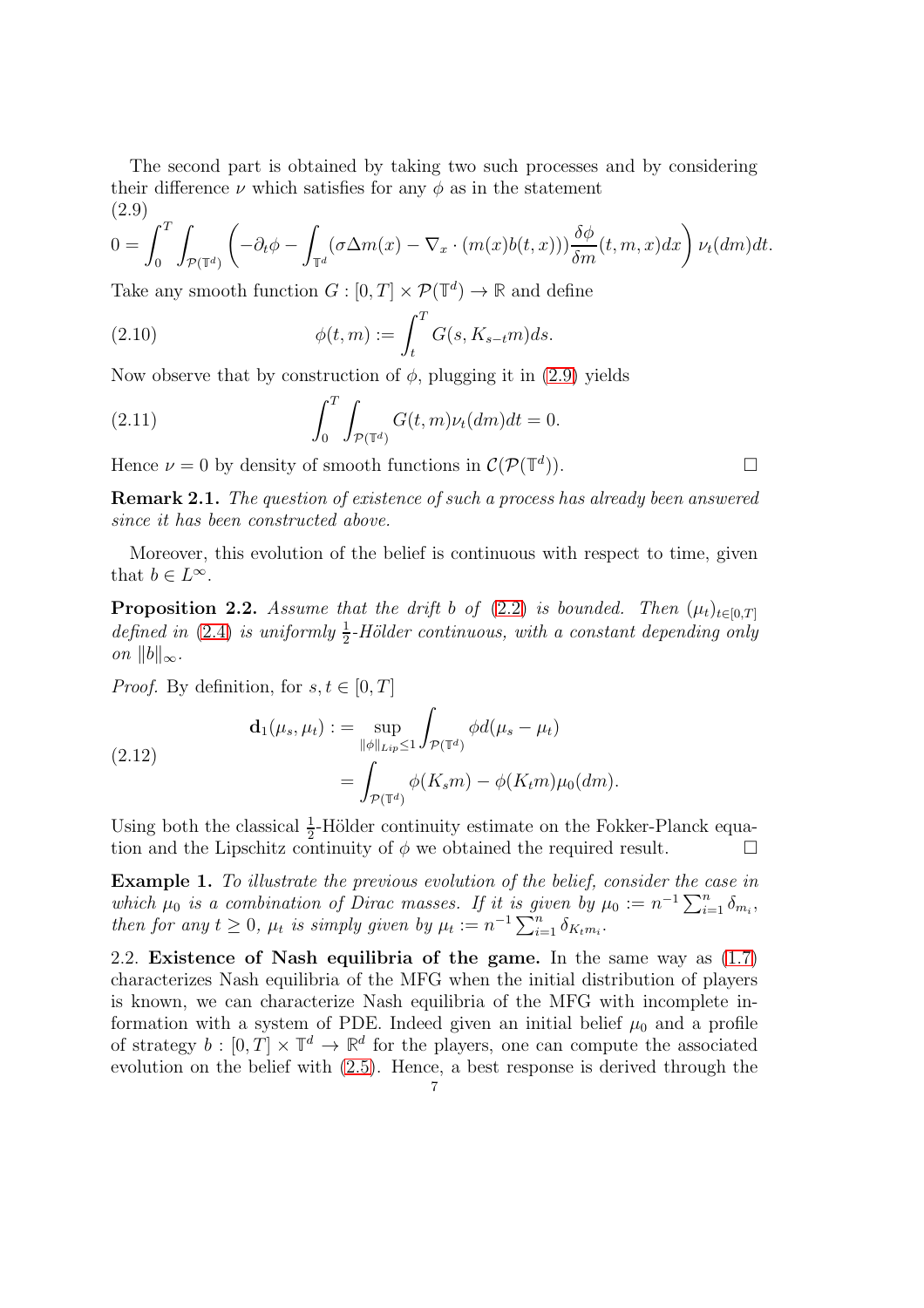The second part is obtained by taking two such processes and by considering their difference $\nu$ which satisfies for any $\phi$ as in the statement

$$
0 = \int_0^T \int_{\mathcal{P}(\mathbb{T}^d)} \left( -\partial_t \phi - \int_{\mathbb{T}^d} (\sigma \Delta m(x) - \nabla_x \cdot (m(x) b(t,x))) \frac{\delta \phi}{\delta m}(t,m,x) dx \right) \nu_t(dm) dt. \tag{2.9}
$$

Take any smooth function $G : [0,T] \times \mathcal{P}(\mathbb{T}^d) \to \mathbb{R}$ and define

$$
\phi(t,m) := \int_t^T G(s, K_{s-t} m) ds. \tag{2.10}
$$

Now observe that by construction of $\phi$, plugging it in (2.9) yields

$$
\int_0^T \int_{\mathcal{P}(\mathbb{T}^d)} G(t,m) \nu_t(dm) dt = 0. \tag{2.11}
$$

Hence $\nu = 0$ by density of smooth functions in $\mathcal{C}(\mathcal{P}(\mathbb{T}^d))$. □

**Remark 2.1.** *The question of existence of such a process has already been answered since it has been constructed above.*

Moreover, this evolution of the belief is continuous with respect to time, given that $b \in L^\infty$.

**Proposition 2.2.** *Assume that the drift $b$ of (2.2) is bounded. Then $(\mu_t)_{t \in [0,T]}$ defined in (2.4) is uniformly $\frac{1}{2}$-Hölder continuous, with a constant depending only on $\|b\|_\infty$.*

*Proof.* By definition, for $s, t \in [0,T]$

$$
\begin{aligned}
\mathbf{d}_1(\mu_s, \mu_t) :&= \sup_{\|\phi\|_{Lip} \leq 1} \int_{\mathcal{P}(\mathbb{T}^d)} \phi d(\mu_s - \mu_t) \\
&= \int_{\mathcal{P}(\mathbb{T}^d)} \phi(K_s m) - \phi(K_t m) \mu_0(dm).
\end{aligned} \tag{2.12}
$$

Using both the classical $\frac{1}{2}$-Hölder continuity estimate on the Fokker-Planck equation and the Lipschitz continuity of $\phi$ we obtained the required result. □

**Example 1.** *To illustrate the previous evolution of the belief, consider the case in which $\mu_0$ is a combination of Dirac masses. If it is given by $\mu_0 := n^{-1} \sum_{i=1}^n \delta_{m_i}$, then for any $t \geq 0$, $\mu_t$ is simply given by $\mu_t := n^{-1} \sum_{i=1}^n \delta_{K_t m_i}$.*

2.2. **Existence of Nash equilibria of the game.** In the same way as (1.7) characterizes Nash equilibria of the MFG when the initial distribution of players is known, we can characterize Nash equilibria of the MFG with incomplete information with a system of PDE. Indeed given an initial belief $\mu_0$ and a profile of strategy $b : [0,T] \times \mathbb{T}^d \to \mathbb{R}^d$ for the players, one can compute the associated evolution on the belief with (2.5). Hence, a best response is derived through the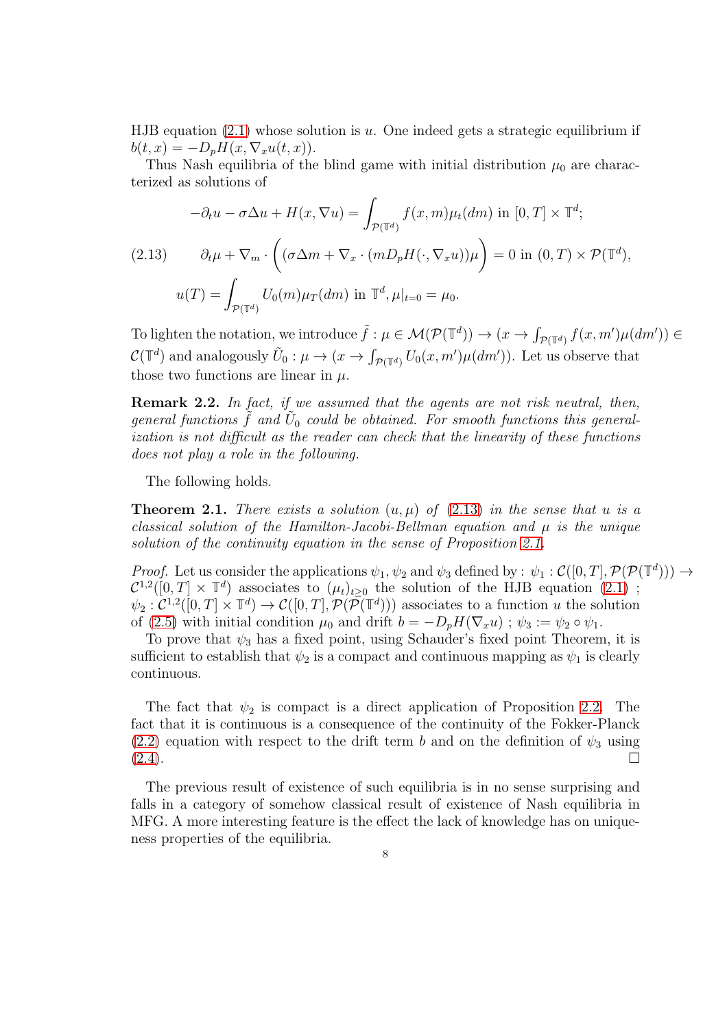HJB equation (2.1) whose solution is $u$. One indeed gets a strategic equilibrium if $b(t,x) = -D_pH(x, \nabla_x u(t,x))$.

Thus Nash equilibria of the blind game with initial distribution $\mu_0$ are characterized as solutions of

$$
\begin{gathered}
-\partial_t u - \sigma \Delta u + H(x, \nabla u) = \int_{\mathcal{P}(\mathbb{T}^d)} f(x,m)\mu_t(dm) \text{ in } [0,T] \times \mathbb{T}^d; \\
\partial_t \mu + \nabla_m \cdot \left( (\sigma \Delta m + \nabla_x \cdot (m D_p H(\cdot, \nabla_x u))\mu \right) = 0 \text{ in } (0,T) \times \mathcal{P}(\mathbb{T}^d), \\
u(T) = \int_{\mathcal{P}(\mathbb{T}^d)} U_0(m)\mu_T(dm) \text{ in } \mathbb{T}^d, \mu|_{t=0} = \mu_0.
\end{gathered}
\tag{2.13}
$$

To lighten the notation, we introduce $\tilde{f} : \mu \in \mathcal{M}(\mathcal{P}(\mathbb{T}^d)) \to (x \to \int_{\mathcal{P}(\mathbb{T}^d)} f(x,m')\mu(dm')) \in \mathcal{C}(\mathbb{T}^d)$ and analogously $\tilde{U}_0 : \mu \to (x \to \int_{\mathcal{P}(\mathbb{T}^d)} U_0(x,m')\mu(dm'))$. Let us observe that those two functions are linear in $\mu$.

**Remark 2.2.** *In fact, if we assumed that the agents are not risk neutral, then, general functions $\tilde{f}$ and $\tilde{U}_0$ could be obtained. For smooth functions this generalization is not difficult as the reader can check that the linearity of these functions does not play a role in the following.*

The following holds.

**Theorem 2.1.** *There exists a solution $(u, \mu)$ of (2.13) in the sense that $u$ is a classical solution of the Hamilton-Jacobi-Bellman equation and $\mu$ is the unique solution of the continuity equation in the sense of Proposition 2.1.*

*Proof.* Let us consider the applications $\psi_1, \psi_2$ and $\psi_3$ defined by : $\psi_1 : \mathcal{C}([0,T], \mathcal{P}(\mathcal{P}(\mathbb{T}^d))) \to \mathcal{C}^{1,2}([0,T] \times \mathbb{T}^d)$ associates to $(\mu_t)_{t\geq 0}$ the solution of the HJB equation (2.1) ; $\psi_2 : \mathcal{C}^{1,2}([0,T] \times \mathbb{T}^d) \to \mathcal{C}([0,T], \mathcal{P}(\mathcal{P}(\mathbb{T}^d)))$ associates to a function $u$ the solution of (2.5) with initial condition $\mu_0$ and drift $b = -D_pH(\nabla_x u)$ ; $\psi_3 := \psi_2 \circ \psi_1$.

To prove that $\psi_3$ has a fixed point, using Schauder's fixed point Theorem, it is sufficient to establish that $\psi_2$ is a compact and continuous mapping as $\psi_1$ is clearly continuous.

The fact that $\psi_2$ is compact is a direct application of Proposition 2.2. The fact that it is continuous is a consequence of the continuity of the Fokker-Planck (2.2) equation with respect to the drift term $b$ and on the definition of $\psi_3$ using (2.4). $\square$

The previous result of existence of such equilibria is in no sense surprising and falls in a category of somehow classical result of existence of Nash equilibria in MFG. A more interesting feature is the effect the lack of knowledge has on uniqueness properties of the equilibria.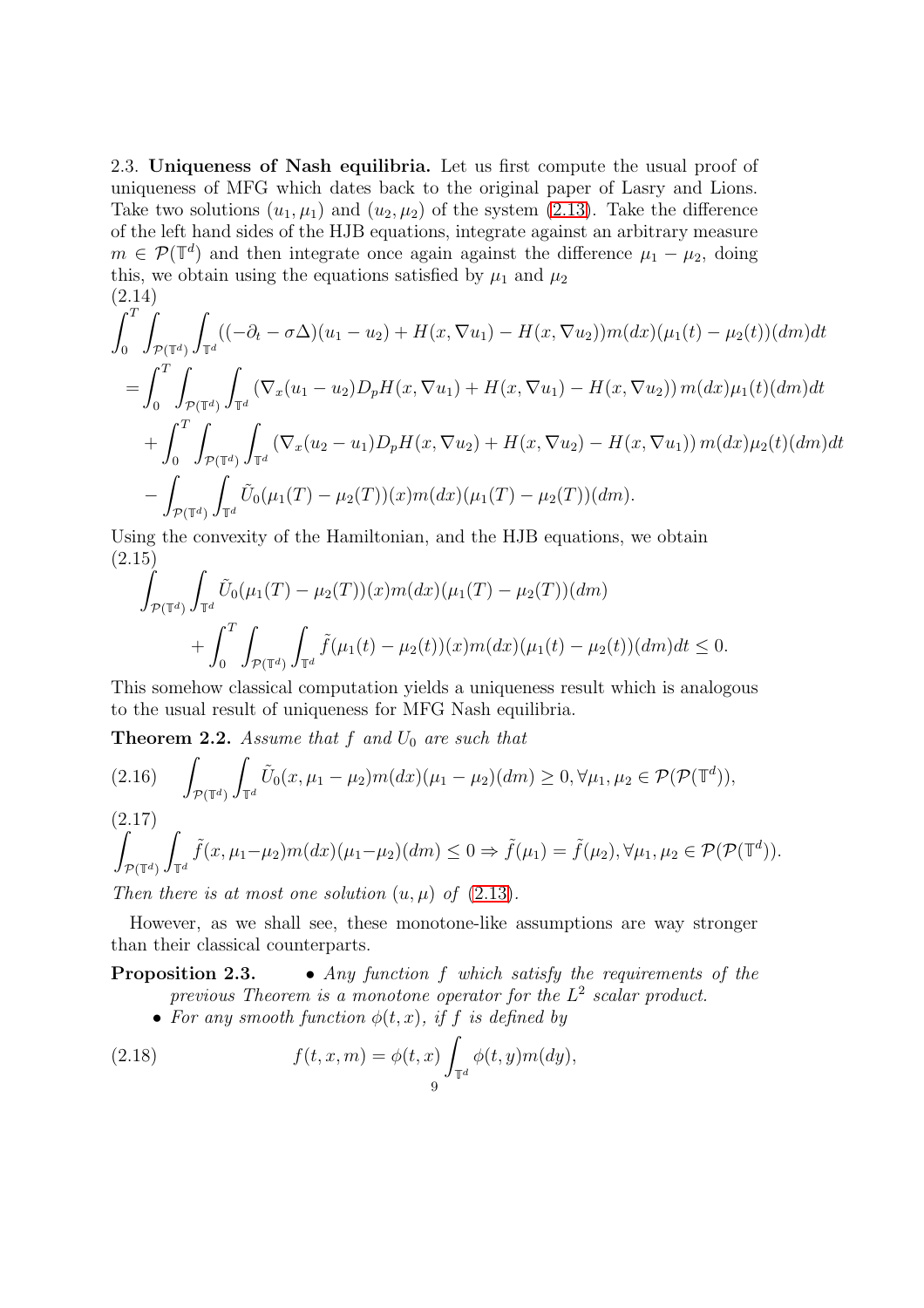**2.3. Uniqueness of Nash equilibria.** Let us first compute the usual proof of uniqueness of MFG which dates back to the original paper of Lasry and Lions. Take two solutions $(u_1, \mu_1)$ and $(u_2, \mu_2)$ of the system (2.13). Take the difference of the left hand sides of the HJB equations, integrate against an arbitrary measure $m \in \mathcal{P}(\mathbb{T}^d)$ and then integrate once again against the difference $\mu_1 - \mu_2$, doing this, we obtain using the equations satisfied by $\mu_1$ and $\mu_2$

(2.14)
$$
\begin{aligned}
&\int_0^T \int_{\mathcal{P}(\mathbb{T}^d)} \int_{\mathbb{T}^d} ((-\partial_t - \sigma\Delta)(u_1 - u_2) + H(x, \nabla u_1) - H(x, \nabla u_2)) m(dx)(\mu_1(t) - \mu_2(t))(dm)dt \\
&= \int_0^T \int_{\mathcal{P}(\mathbb{T}^d)} \int_{\mathbb{T}^d} \left(\nabla_x(u_1 - u_2) D_pH(x, \nabla u_1) + H(x, \nabla u_1) - H(x, \nabla u_2)\right) m(dx)\mu_1(t)(dm)dt \\
&+ \int_0^T \int_{\mathcal{P}(\mathbb{T}^d)} \int_{\mathbb{T}^d} \left(\nabla_x(u_2 - u_1) D_pH(x, \nabla u_2) + H(x, \nabla u_2) - H(x, \nabla u_1)\right) m(dx)\mu_2(t)(dm)dt \\
&- \int_{\mathcal{P}(\mathbb{T}^d)} \int_{\mathbb{T}^d} \tilde{U}_0(\mu_1(T) - \mu_2(T))(x) m(dx)(\mu_1(T) - \mu_2(T))(dm).
\end{aligned}
$$

Using the convexity of the Hamiltonian, and the HJB equations, we obtain

(2.15)
$$
\begin{aligned}
&\int_{\mathcal{P}(\mathbb{T}^d)} \int_{\mathbb{T}^d} \tilde{U}_0(\mu_1(T) - \mu_2(T))(x) m(dx)(\mu_1(T) - \mu_2(T))(dm) \\
&\qquad + \int_0^T \int_{\mathcal{P}(\mathbb{T}^d)} \int_{\mathbb{T}^d} \tilde{f}(\mu_1(t) - \mu_2(t))(x) m(dx)(\mu_1(t) - \mu_2(t))(dm)dt \leq 0.
\end{aligned}
$$

This somehow classical computation yields a uniqueness result which is analogous to the usual result of uniqueness for MFG Nash equilibria.

**Theorem 2.2.** *Assume that $f$ and $U_0$ are such that*

$$
\int_{\mathcal{P}(\mathbb{T}^d)} \int_{\mathbb{T}^d} \tilde{U}_0(x, \mu_1 - \mu_2) m(dx)(\mu_1 - \mu_2)(dm) \geq 0, \forall \mu_1, \mu_2 \in \mathcal{P}(\mathcal{P}(\mathbb{T}^d)), \tag{2.16}
$$

(2.17)
$$
\int_{\mathcal{P}(\mathbb{T}^d)} \int_{\mathbb{T}^d} \tilde{f}(x, \mu_1 - \mu_2) m(dx)(\mu_1 - \mu_2)(dm) \leq 0 \Rightarrow \tilde{f}(\mu_1) = \tilde{f}(\mu_2), \forall \mu_1, \mu_2 \in \mathcal{P}(\mathcal{P}(\mathbb{T}^d)).
$$

*Then there is at most one solution $(u, \mu)$ of (2.13).*

However, as we shall see, these monotone-like assumptions are way stronger than their classical counterparts.

**Proposition 2.3.**
- *Any function $f$ which satisfy the requirements of the previous Theorem is a monotone operator for the $L^2$ scalar product.*
- *For any smooth function $\phi(t, x)$, if $f$ is defined by*

$$
f(t, x, m) = \phi(t, x) \int_{\mathbb{T}^d} \phi(t, y) m(dy), \tag{2.18}
$$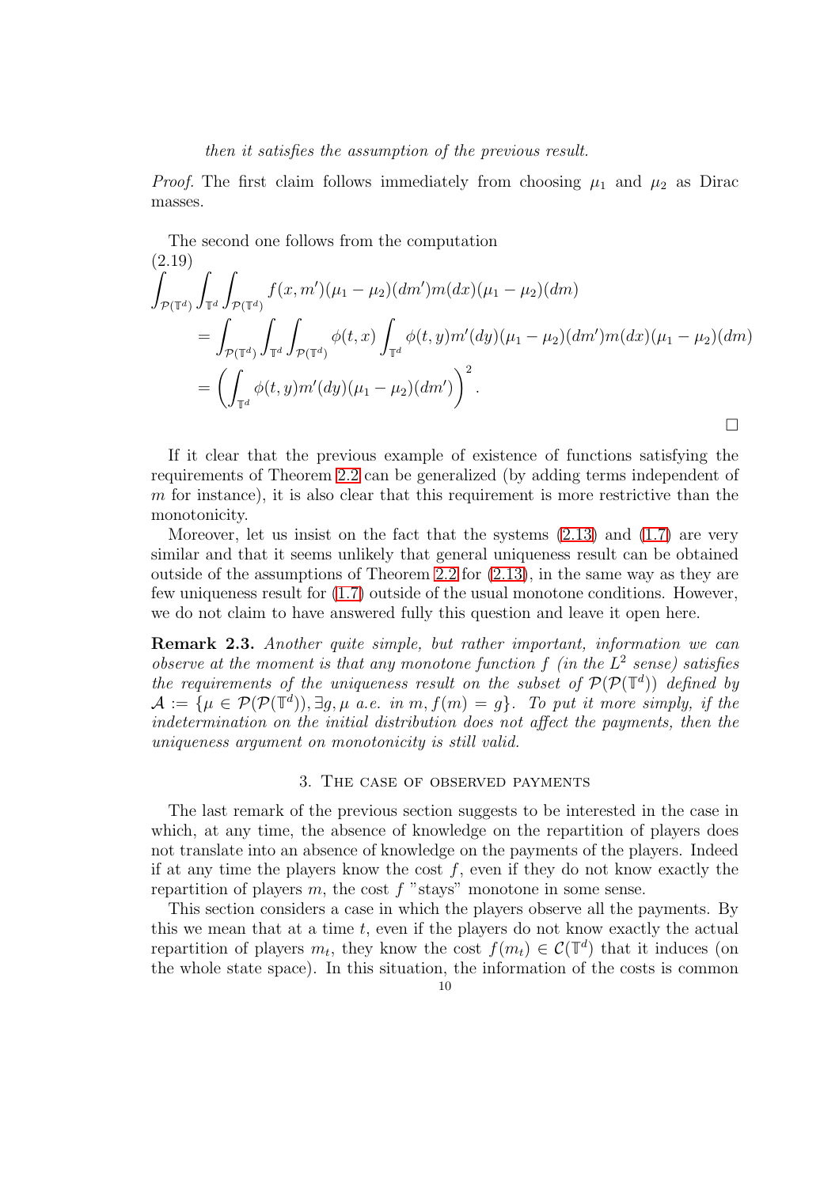*then it satisfies the assumption of the previous result.*

*Proof.* The first claim follows immediately from choosing $\mu_1$ and $\mu_2$ as Dirac masses.

The second one follows from the computation

$$
\begin{aligned}
(2.19)\quad & \int_{\mathcal{P}(\mathbb{T}^d)} \int_{\mathbb{T}^d} \int_{\mathcal{P}(\mathbb{T}^d)} f(x, m')(\mu_1 - \mu_2)(dm')m(dx)(\mu_1 - \mu_2)(dm) \\
&= \int_{\mathcal{P}(\mathbb{T}^d)} \int_{\mathbb{T}^d} \int_{\mathcal{P}(\mathbb{T}^d)} \phi(t, x) \int_{\mathbb{T}^d} \phi(t, y)m'(dy)(\mu_1 - \mu_2)(dm')m(dx)(\mu_1 - \mu_2)(dm) \\
&= \left( \int_{\mathbb{T}^d} \phi(t, y)m'(dy)(\mu_1 - \mu_2)(dm') \right)^2 .
\end{aligned}
$$

□

If it clear that the previous example of existence of functions satisfying the requirements of Theorem 2.2 can be generalized (by adding terms independent of $m$ for instance), it is also clear that this requirement is more restrictive than the monotonicity.

Moreover, let us insist on the fact that the systems (2.13) and (1.7) are very similar and that it seems unlikely that general uniqueness result can be obtained outside of the assumptions of Theorem 2.2 for (2.13), in the same way as they are few uniqueness result for (1.7) outside of the usual monotone conditions. However, we do not claim to have answered fully this question and leave it open here.

**Remark 2.3.** *Another quite simple, but rather important, information we can observe at the moment is that any monotone function $f$ (in the $L^2$ sense) satisfies the requirements of the uniqueness result on the subset of $\mathcal{P}(\mathcal{P}(\mathbb{T}^d))$ defined by $\mathcal{A} := \{\mu \in \mathcal{P}(\mathcal{P}(\mathbb{T}^d)), \exists g, \mu \text{ a.e. in } m, f(m) = g\}$. To put it more simply, if the indetermination on the initial distribution does not affect the payments, then the uniqueness argument on monotonicity is still valid.*

## 3. The case of observed payments

The last remark of the previous section suggests to be interested in the case in which, at any time, the absence of knowledge on the repartition of players does not translate into an absence of knowledge on the payments of the players. Indeed if at any time the players know the cost $f$, even if they do not know exactly the repartition of players $m$, the cost $f$ "stays" monotone in some sense.

This section considers a case in which the players observe all the payments. By this we mean that at a time $t$, even if the players do not know exactly the actual repartition of players $m_t$, they know the cost $f(m_t) \in \mathcal{C}(\mathbb{T}^d)$ that it induces (on the whole state space). In this situation, the information of the costs is common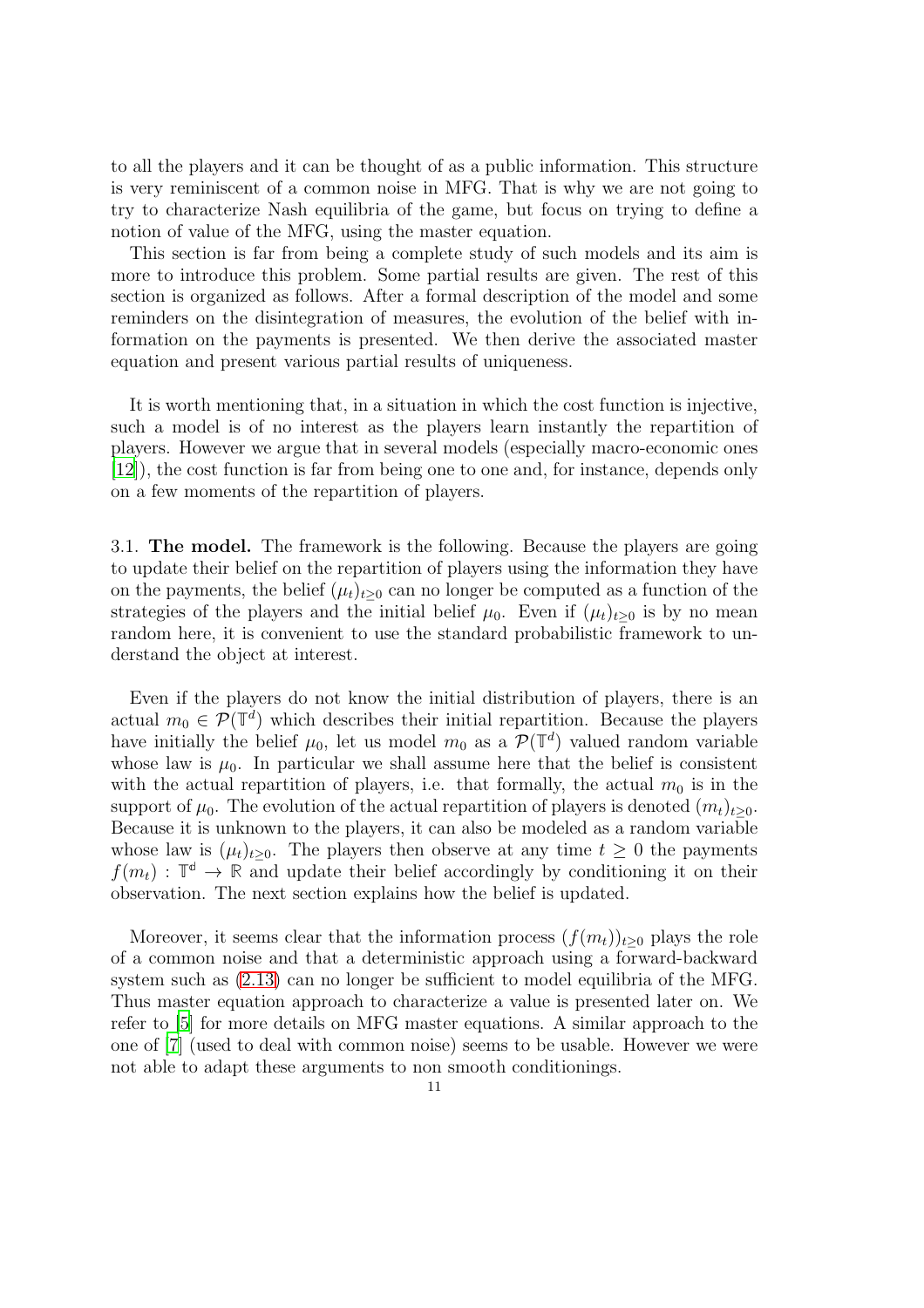to all the players and it can be thought of as a public information. This structure is very reminiscent of a common noise in MFG. That is why we are not going to try to characterize Nash equilibria of the game, but focus on trying to define a notion of value of the MFG, using the master equation.

This section is far from being a complete study of such models and its aim is more to introduce this problem. Some partial results are given. The rest of this section is organized as follows. After a formal description of the model and some reminders on the disintegration of measures, the evolution of the belief with information on the payments is presented. We then derive the associated master equation and present various partial results of uniqueness.

It is worth mentioning that, in a situation in which the cost function is injective, such a model is of no interest as the players learn instantly the repartition of players. However we argue that in several models (especially macro-economic ones [12]), the cost function is far from being one to one and, for instance, depends only on a few moments of the repartition of players.

3.1. **The model.** The framework is the following. Because the players are going to update their belief on the repartition of players using the information they have on the payments, the belief $(\mu_t)_{t\geq 0}$ can no longer be computed as a function of the strategies of the players and the initial belief $\mu_0$. Even if $(\mu_t)_{t\geq 0}$ is by no mean random here, it is convenient to use the standard probabilistic framework to understand the object at interest.

Even if the players do not know the initial distribution of players, there is an actual $m_0 \in \mathcal{P}(\mathbb{T}^d)$ which describes their initial repartition. Because the players have initially the belief $\mu_0$, let us model $m_0$ as a $\mathcal{P}(\mathbb{T}^d)$ valued random variable whose law is $\mu_0$. In particular we shall assume here that the belief is consistent with the actual repartition of players, i.e. that formally, the actual $m_0$ is in the support of $\mu_0$. The evolution of the actual repartition of players is denoted $(m_t)_{t\geq 0}$. Because it is unknown to the players, it can also be modeled as a random variable whose law is $(\mu_t)_{t\geq 0}$. The players then observe at any time $t \geq 0$ the payments $f(m_t) : \mathbb{T}^d \to \mathbb{R}$ and update their belief accordingly by conditioning it on their observation. The next section explains how the belief is updated.

Moreover, it seems clear that the information process $(f(m_t))_{t\geq 0}$ plays the role of a common noise and that a deterministic approach using a forward-backward system such as (2.13) can no longer be sufficient to model equilibria of the MFG. Thus master equation approach to characterize a value is presented later on. We refer to [5] for more details on MFG master equations. A similar approach to the one of [7] (used to deal with common noise) seems to be usable. However we were not able to adapt these arguments to non smooth conditionings.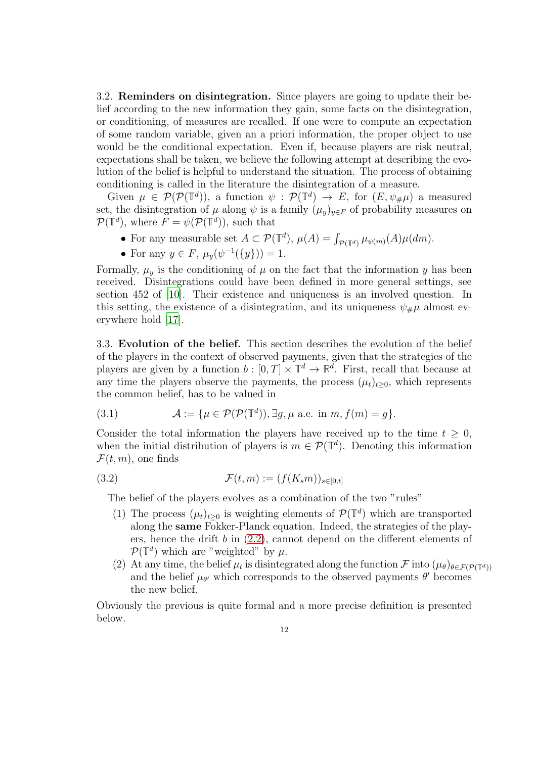3.2. **Reminders on disintegration.** Since players are going to update their belief according to the new information they gain, some facts on the disintegration, or conditioning, of measures are recalled. If one were to compute an expectation of some random variable, given an a priori information, the proper object to use would be the conditional expectation. Even if, because players are risk neutral, expectations shall be taken, we believe the following attempt at describing the evolution of the belief is helpful to understand the situation. The process of obtaining conditioning is called in the literature the disintegration of a measure.

Given $\mu \in \mathcal{P}(\mathcal{P}(\mathbb{T}^d))$, a function $\psi : \mathcal{P}(\mathbb{T}^d) \to E$, for $(E, \psi_{\#}\mu)$ a measured set, the disintegration of $\mu$ along $\psi$ is a family $(\mu_y)_{y \in F}$ of probability measures on $\mathcal{P}(\mathbb{T}^d)$, where $F = \psi(\mathcal{P}(\mathbb{T}^d))$, such that

- For any measurable set $A \subset \mathcal{P}(\mathbb{T}^d)$, $\mu(A) = \int_{\mathcal{P}(\mathbb{T}^d)} \mu_{\psi(m)}(A)\mu(dm)$.
- For any $y \in F$, $\mu_y(\psi^{-1}(\{y\})) = 1$.

Formally, $\mu_y$ is the conditioning of $\mu$ on the fact that the information $y$ has been received. Disintegrations could have been defined in more general settings, see section 452 of [10]. Their existence and uniqueness is an involved question. In this setting, the existence of a disintegration, and its uniqueness $\psi_{\#}\mu$ almost everywhere hold [17].

3.3. **Evolution of the belief.** This section describes the evolution of the belief of the players in the context of observed payments, given that the strategies of the players are given by a function $b : [0, T] \times \mathbb{T}^d \to \mathbb{R}^d$. First, recall that because at any time the players observe the payments, the process $(\mu_t)_{t \geq 0}$, which represents the common belief, has to be valued in

$$\mathcal{A} := \{\mu \in \mathcal{P}(\mathcal{P}(\mathbb{T}^d)), \exists g, \mu \text{ a.e. in } m, f(m) = g\}. \tag{3.1}$$

Consider the total information the players have received up to the time $t \geq 0$, when the initial distribution of players is $m \in \mathcal{P}(\mathbb{T}^d)$. Denoting this information $\mathcal{F}(t, m)$, one finds

$$\mathcal{F}(t, m) := (f(K_s m))_{s \in [0,t]} \tag{3.2}$$

The belief of the players evolves as a combination of the two "rules"

1. The process $(\mu_t)_{t \geq 0}$ is weighting elements of $\mathcal{P}(\mathbb{T}^d)$ which are transported along the **same** Fokker-Planck equation. Indeed, the strategies of the players, hence the drift $b$ in (2.2), cannot depend on the different elements of $\mathcal{P}(\mathbb{T}^d)$ which are "weighted" by $\mu$.
2. At any time, the belief $\mu_t$ is disintegrated along the function $\mathcal{F}$ into $(\mu_\theta)_{\theta \in \mathcal{F}(\mathcal{P}(\mathbb{T}^d))}$ and the belief $\mu_{\theta'}$ which corresponds to the observed payments $\theta'$ becomes the new belief.

Obviously the previous is quite formal and a more precise definition is presented below.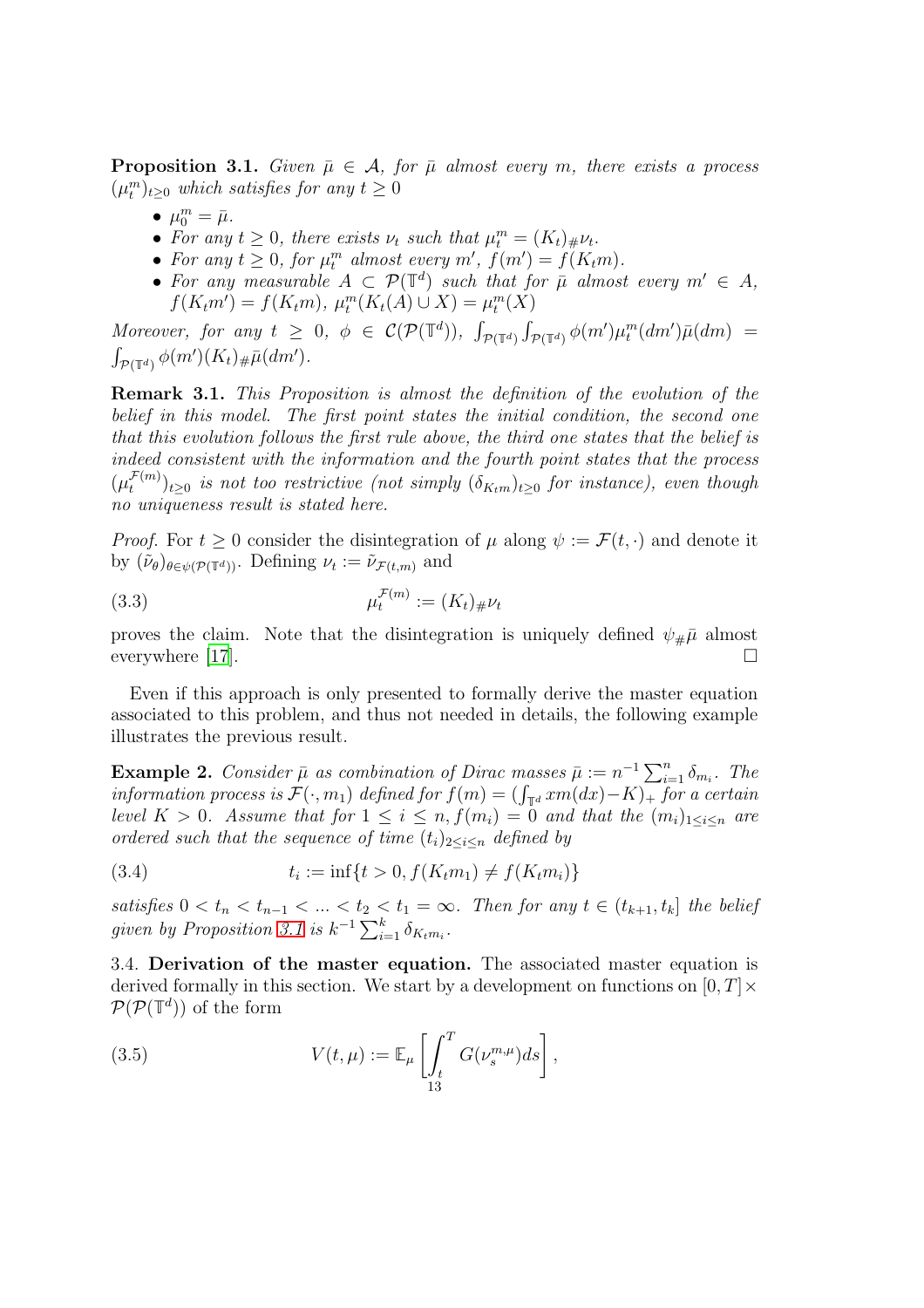**Proposition 3.1.** *Given $\bar{\mu} \in \mathcal{A}$, for $\bar{\mu}$ almost every $m$, there exists a process $(\mu_t^m)_{t\geq 0}$ which satisfies for any $t \geq 0$*

- $\mu_0^m = \bar{\mu}$.
- *For any $t \geq 0$, there exists $\nu_t$ such that $\mu_t^m = (K_t)_{\#}\nu_t$.*
- *For any $t \geq 0$, for $\mu_t^m$ almost every $m'$, $f(m') = f(K_t m)$.*
- *For any measurable $A \subset \mathcal{P}(\mathbb{T}^d)$ such that for $\bar{\mu}$ almost every $m' \in A$, $f(K_t m') = f(K_t m)$, $\mu_t^m(K_t(A) \cup X) = \mu_t^m(X)$*

*Moreover, for any $t \geq 0$, $\phi \in \mathcal{C}(\mathcal{P}(\mathbb{T}^d))$, $\int_{\mathcal{P}(\mathbb{T}^d)}\int_{\mathcal{P}(\mathbb{T}^d)} \phi(m')\mu_t^m(dm')\bar{\mu}(dm) = \int_{\mathcal{P}(\mathbb{T}^d)} \phi(m')(K_t)_{\#}\bar{\mu}(dm')$.*

**Remark 3.1.** *This Proposition is almost the definition of the evolution of the belief in this model. The first point states the initial condition, the second one that this evolution follows the first rule above, the third one states that the belief is indeed consistent with the information and the fourth point states that the process $(\mu_t^{\mathcal{F}(m)})_{t\geq 0}$ is not too restrictive (not simply $(\delta_{K_t m})_{t\geq 0}$ for instance), even though no uniqueness result is stated here.*

*Proof.* For $t \geq 0$ consider the disintegration of $\mu$ along $\psi := \mathcal{F}(t, \cdot)$ and denote it by $(\tilde{\nu}_\theta)_{\theta \in \psi(\mathcal{P}(\mathbb{T}^d))}$. Defining $\nu_t := \tilde{\nu}_{\mathcal{F}(t,m)}$ and

$$\mu_t^{\mathcal{F}(m)} := (K_t)_{\#}\nu_t \tag{3.3}$$

proves the claim. Note that the disintegration is uniquely defined $\psi_{\#}\bar{\mu}$ almost everywhere [17]. $\square$

Even if this approach is only presented to formally derive the master equation associated to this problem, and thus not needed in details, the following example illustrates the previous result.

**Example 2.** *Consider $\bar{\mu}$ as combination of Dirac masses $\bar{\mu} := n^{-1}\sum_{i=1}^n \delta_{m_i}$. The information process is $\mathcal{F}(\cdot, m_1)$ defined for $f(m) = (\int_{\mathbb{T}^d} x m(dx) - K)_+$ for a certain level $K > 0$. Assume that for $1 \leq i \leq n, f(m_i) = 0$ and that the $(m_i)_{1\leq i\leq n}$ are ordered such that the sequence of time $(t_i)_{2\leq i\leq n}$ defined by*

$$t_i := \inf\{t > 0, f(K_t m_1) \neq f(K_t m_i)\} \tag{3.4}$$

*satisfies $0 < t_n < t_{n-1} < ... < t_2 < t_1 = \infty$. Then for any $t \in (t_{k+1}, t_k]$ the belief given by Proposition 3.1 is $k^{-1}\sum_{i=1}^k \delta_{K_t m_i}$.*

3.4. **Derivation of the master equation.** The associated master equation is derived formally in this section. We start by a development on functions on $[0, T] \times \mathcal{P}(\mathcal{P}(\mathbb{T}^d))$ of the form

$$V(t, \mu) := \mathbb{E}_\mu\left[\int_t^T G(\nu_s^{m,\mu})ds\right], \tag{3.5}$$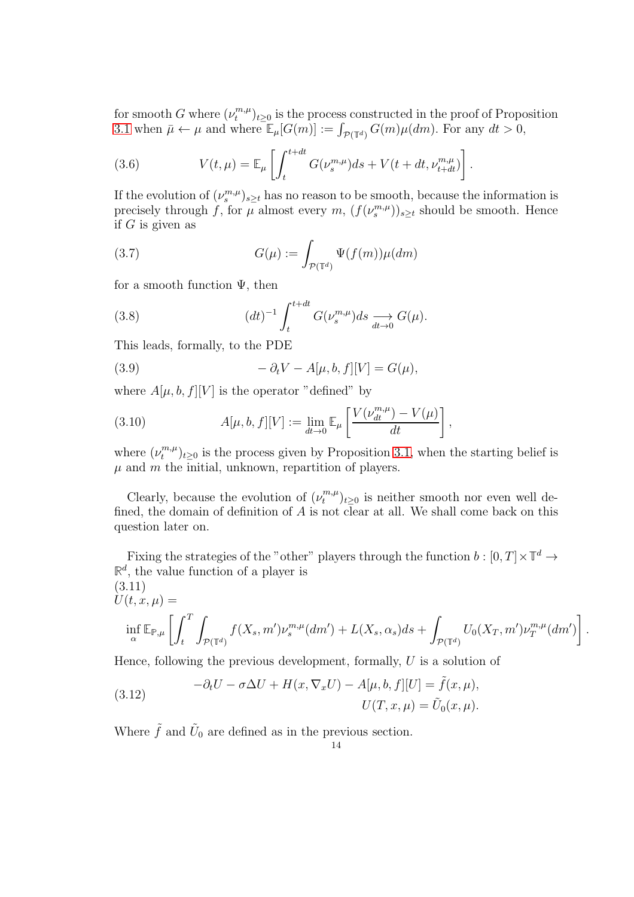for smooth $G$ where $(\nu_t^{m,\mu})_{t\geq 0}$ is the process constructed in the proof of Proposition 3.1 when $\bar{\mu} \leftarrow \mu$ and where $\mathbb{E}_\mu[G(m)] := \int_{\mathcal{P}(\mathbb{T}^d)} G(m)\mu(dm)$. For any $dt > 0$,

$$V(t, \mu) = \mathbb{E}_\mu \left[ \int_t^{t+dt} G(\nu_s^{m,\mu}) ds + V(t + dt, \nu_{t+dt}^{m,\mu}) \right]. \tag{3.6}$$

If the evolution of $(\nu_s^{m,\mu})_{s\geq t}$ has no reason to be smooth, because the information is precisely through $f$, for $\mu$ almost every $m$, $(f(\nu_s^{m,\mu}))_{s\geq t}$ should be smooth. Hence if $G$ is given as

$$G(\mu) := \int_{\mathcal{P}(\mathbb{T}^d)} \Psi(f(m))\mu(dm) \tag{3.7}$$

for a smooth function $\Psi$, then

$$(dt)^{-1} \int_t^{t+dt} G(\nu_s^{m,\mu}) ds \underset{dt\to 0}{\longrightarrow} G(\mu). \tag{3.8}$$

This leads, formally, to the PDE

$$-\partial_t V - A[\mu, b, f][V] = G(\mu), \tag{3.9}$$

where $A[\mu, b, f][V]$ is the operator "defined" by

$$A[\mu, b, f][V] := \lim_{dt\to 0} \mathbb{E}_\mu \left[ \frac{V(\nu_{dt}^{m,\mu}) - V(\mu)}{dt} \right], \tag{3.10}$$

where $(\nu_t^{m,\mu})_{t\geq 0}$ is the process given by Proposition 3.1, when the starting belief is $\mu$ and $m$ the initial, unknown, repartition of players.

Clearly, because the evolution of $(\nu_t^{m,\mu})_{t\geq 0}$ is neither smooth nor even well defined, the domain of definition of $A$ is not clear at all. We shall come back on this question later on.

Fixing the strategies of the "other" players through the function $b : [0, T] \times \mathbb{T}^d \to \mathbb{R}^d$, the value function of a player is

$$U(t, x, \mu) = \inf_\alpha \mathbb{E}_{\mathbb{P},\mu} \left[ \int_t^T \int_{\mathcal{P}(\mathbb{T}^d)} f(X_s, m')\nu_s^{m,\mu}(dm') + L(X_s, \alpha_s) ds + \int_{\mathcal{P}(\mathbb{T}^d)} U_0(X_T, m')\nu_T^{m,\mu}(dm') \right]. \tag{3.11}$$

Hence, following the previous development, formally, $U$ is a solution of

$$\begin{aligned} -\partial_t U - \sigma\Delta U + H(x, \nabla_x U) - A[\mu, b, f][U] &= \tilde{f}(x, \mu), \\ U(T, x, \mu) &= \tilde{U}_0(x, \mu). \end{aligned} \tag{3.12}$$

Where $\tilde{f}$ and $\tilde{U}_0$ are defined as in the previous section.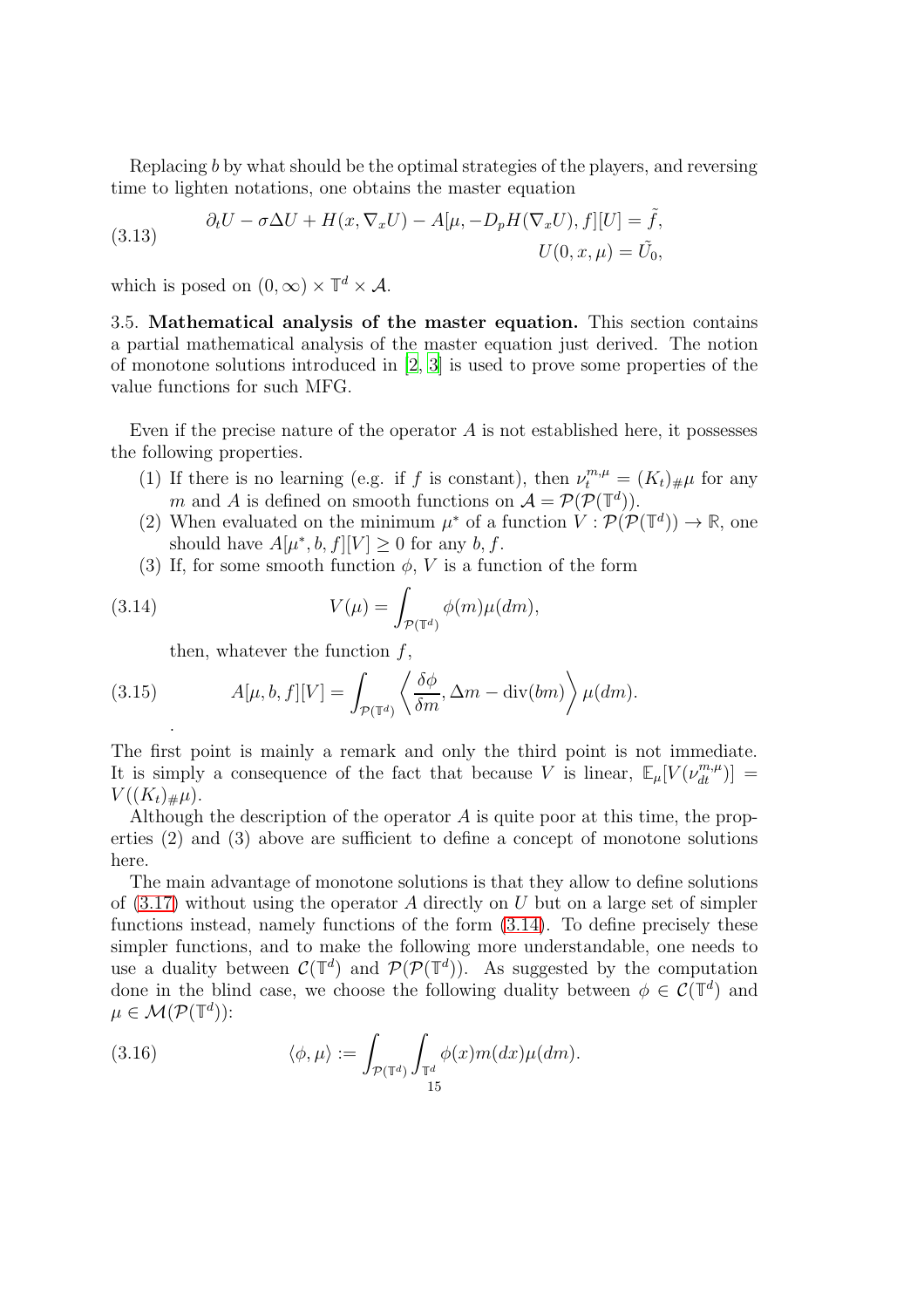Replacing $b$ by what should be the optimal strategies of the players, and reversing time to lighten notations, one obtains the master equation

$$\partial_t U - \sigma \Delta U + H(x, \nabla_x U) - A[\mu, -D_p H(\nabla_x U), f][U] = \tilde{f}, \qquad U(0, x, \mu) = \tilde{U}_0, \tag{3.13}$$

which is posed on $(0, \infty) \times \mathbb{T}^d \times \mathcal{A}$.

**3.5. Mathematical analysis of the master equation.** This section contains a partial mathematical analysis of the master equation just derived. The notion of monotone solutions introduced in [2, 3] is used to prove some properties of the value functions for such MFG.

Even if the precise nature of the operator $A$ is not established here, it possesses the following properties.

1. If there is no learning (e.g. if $f$ is constant), then $\nu_t^{m,\mu} = (K_t)_{\#}\mu$ for any $m$ and $A$ is defined on smooth functions on $\mathcal{A} = \mathcal{P}(\mathcal{P}(\mathbb{T}^d))$.
2. When evaluated on the minimum $\mu^*$ of a function $V : \mathcal{P}(\mathcal{P}(\mathbb{T}^d)) \to \mathbb{R}$, one should have $A[\mu^*, b, f][V] \geq 0$ for any $b, f$.
3. If, for some smooth function $\phi$, $V$ is a function of the form

$$V(\mu) = \int_{\mathcal{P}(\mathbb{T}^d)} \phi(m)\mu(dm), \tag{3.14}$$

then, whatever the function $f$,

$$A[\mu, b, f][V] = \int_{\mathcal{P}(\mathbb{T}^d)} \left\langle \frac{\delta \phi}{\delta m}, \Delta m - \operatorname{div}(bm) \right\rangle \mu(dm). \tag{3.15}$$

.

The first point is mainly a remark and only the third point is not immediate. It is simply a consequence of the fact that because $V$ is linear, $\mathbb{E}_\mu[V(\nu_{dt}^{m,\mu})] = V((K_t)_{\#}\mu)$.

Although the description of the operator $A$ is quite poor at this time, the properties (2) and (3) above are sufficient to define a concept of monotone solutions here.

The main advantage of monotone solutions is that they allow to define solutions of (3.17) without using the operator $A$ directly on $U$ but on a large set of simpler functions instead, namely functions of the form (3.14). To define precisely these simpler functions, and to make the following more understandable, one needs to use a duality between $\mathcal{C}(\mathbb{T}^d)$ and $\mathcal{P}(\mathcal{P}(\mathbb{T}^d))$. As suggested by the computation done in the blind case, we choose the following duality between $\phi \in \mathcal{C}(\mathbb{T}^d)$ and $\mu \in \mathcal{M}(\mathcal{P}(\mathbb{T}^d))$:

$$\langle \phi, \mu \rangle := \int_{\mathcal{P}(\mathbb{T}^d)} \int_{\mathbb{T}^d} \phi(x) m(dx) \mu(dm). \tag{3.16}$$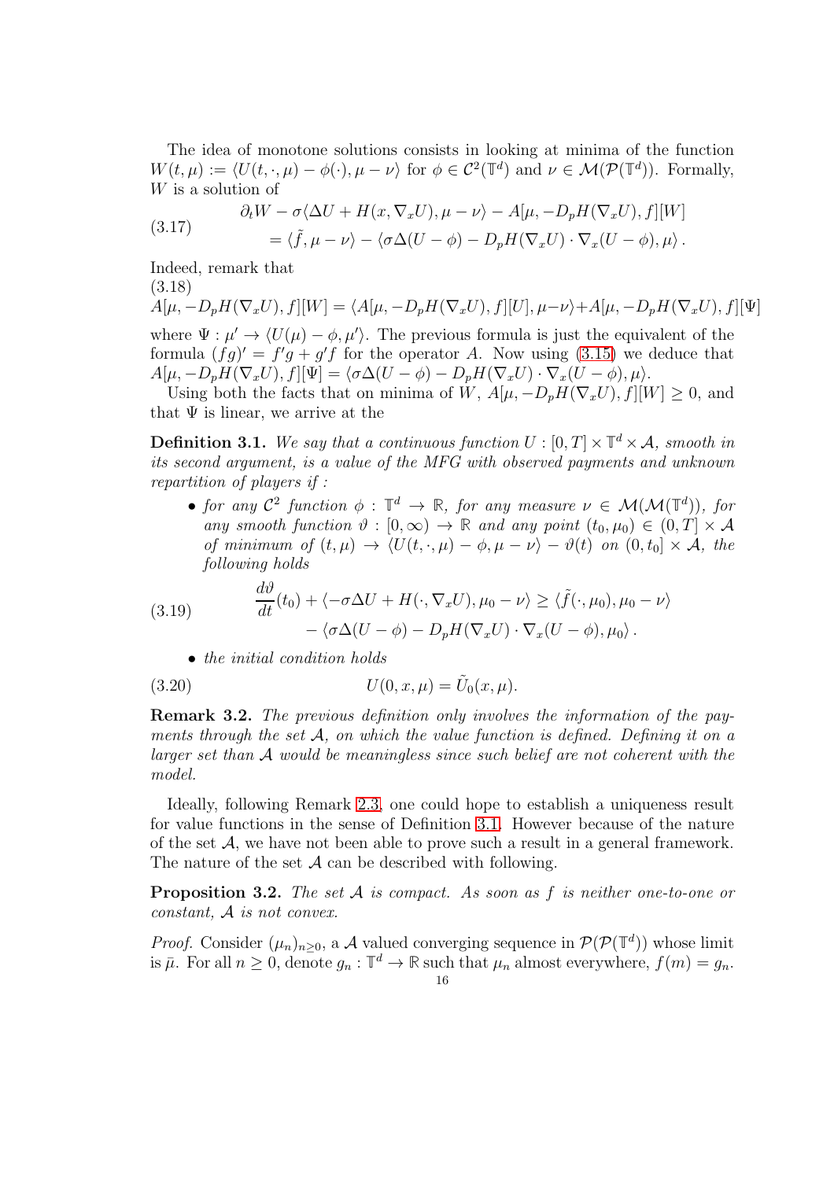The idea of monotone solutions consists in looking at minima of the function $W(t,\mu) := \langle U(t,\cdot,\mu) - \phi(\cdot), \mu - \nu\rangle$ for $\phi \in \mathcal{C}^2(\mathbb{T}^d)$ and $\nu \in \mathcal{M}(\mathcal{P}(\mathbb{T}^d))$. Formally, $W$ is a solution of

$$
\begin{aligned}
\partial_t W - \sigma\langle \Delta U + H(x,\nabla_x U), \mu - \nu\rangle - A[\mu, -D_pH(\nabla_x U), f][W] \\
= \langle \tilde{f}, \mu - \nu\rangle - \langle \sigma\Delta(U-\phi) - D_pH(\nabla_x U)\cdot\nabla_x(U-\phi), \mu\rangle .
\end{aligned}
\tag{3.17}
$$

Indeed, remark that

$$
A[\mu, -D_pH(\nabla_x U), f][W] = \langle A[\mu, -D_pH(\nabla_x U), f][U], \mu - \nu\rangle + A[\mu, -D_pH(\nabla_x U), f][\Psi]
\tag{3.18}
$$

where $\Psi : \mu' \to \langle U(\mu) - \phi, \mu'\rangle$. The previous formula is just the equivalent of the formula $(fg)' = f'g + g'f$ for the operator $A$. Now using (3.15) we deduce that $A[\mu, -D_pH(\nabla_x U), f][\Psi] = \langle \sigma\Delta(U-\phi) - D_pH(\nabla_x U)\cdot\nabla_x(U-\phi), \mu\rangle$.

Using both the facts that on minima of $W$, $A[\mu, -D_pH(\nabla_x U), f][W] \geq 0$, and that $\Psi$ is linear, we arrive at the

**Definition 3.1.** *We say that a continuous function $U : [0,T]\times\mathbb{T}^d\times\mathcal{A}$, smooth in its second argument, is a value of the MFG with observed payments and unknown repartition of players if :*

- *for any $\mathcal{C}^2$ function $\phi : \mathbb{T}^d \to \mathbb{R}$, for any measure $\nu \in \mathcal{M}(\mathcal{M}(\mathbb{T}^d))$, for any smooth function $\vartheta : [0,\infty) \to \mathbb{R}$ and any point $(t_0,\mu_0) \in (0,T]\times\mathcal{A}$ of minimum of $(t,\mu) \to \langle U(t,\cdot,\mu) - \phi, \mu - \nu\rangle - \vartheta(t)$ on $(0,t_0]\times\mathcal{A}$, the following holds*

$$
\begin{aligned}
\frac{d\vartheta}{dt}(t_0) + \langle -\sigma\Delta U + H(\cdot,\nabla_x U), \mu_0 - \nu\rangle \geq \langle \tilde{f}(\cdot,\mu_0), \mu_0 - \nu\rangle \\
- \langle \sigma\Delta(U-\phi) - D_pH(\nabla_x U)\cdot\nabla_x(U-\phi), \mu_0\rangle .
\end{aligned}
\tag{3.19}
$$

- *the initial condition holds*

$$
U(0,x,\mu) = \tilde{U}_0(x,\mu).
\tag{3.20}
$$

**Remark 3.2.** *The previous definition only involves the information of the payments through the set $\mathcal{A}$, on which the value function is defined. Defining it on a larger set than $\mathcal{A}$ would be meaningless since such belief are not coherent with the model.*

Ideally, following Remark 2.3, one could hope to establish a uniqueness result for value functions in the sense of Definition 3.1. However because of the nature of the set $\mathcal{A}$, we have not been able to prove such a result in a general framework. The nature of the set $\mathcal{A}$ can be described with following.

**Proposition 3.2.** *The set $\mathcal{A}$ is compact. As soon as $f$ is neither one-to-one or constant, $\mathcal{A}$ is not convex.*

*Proof.* Consider $(\mu_n)_{n\geq 0}$, a $\mathcal{A}$ valued converging sequence in $\mathcal{P}(\mathcal{P}(\mathbb{T}^d))$ whose limit is $\bar{\mu}$. For all $n \geq 0$, denote $g_n : \mathbb{T}^d \to \mathbb{R}$ such that $\mu_n$ almost everywhere, $f(m) = g_n$.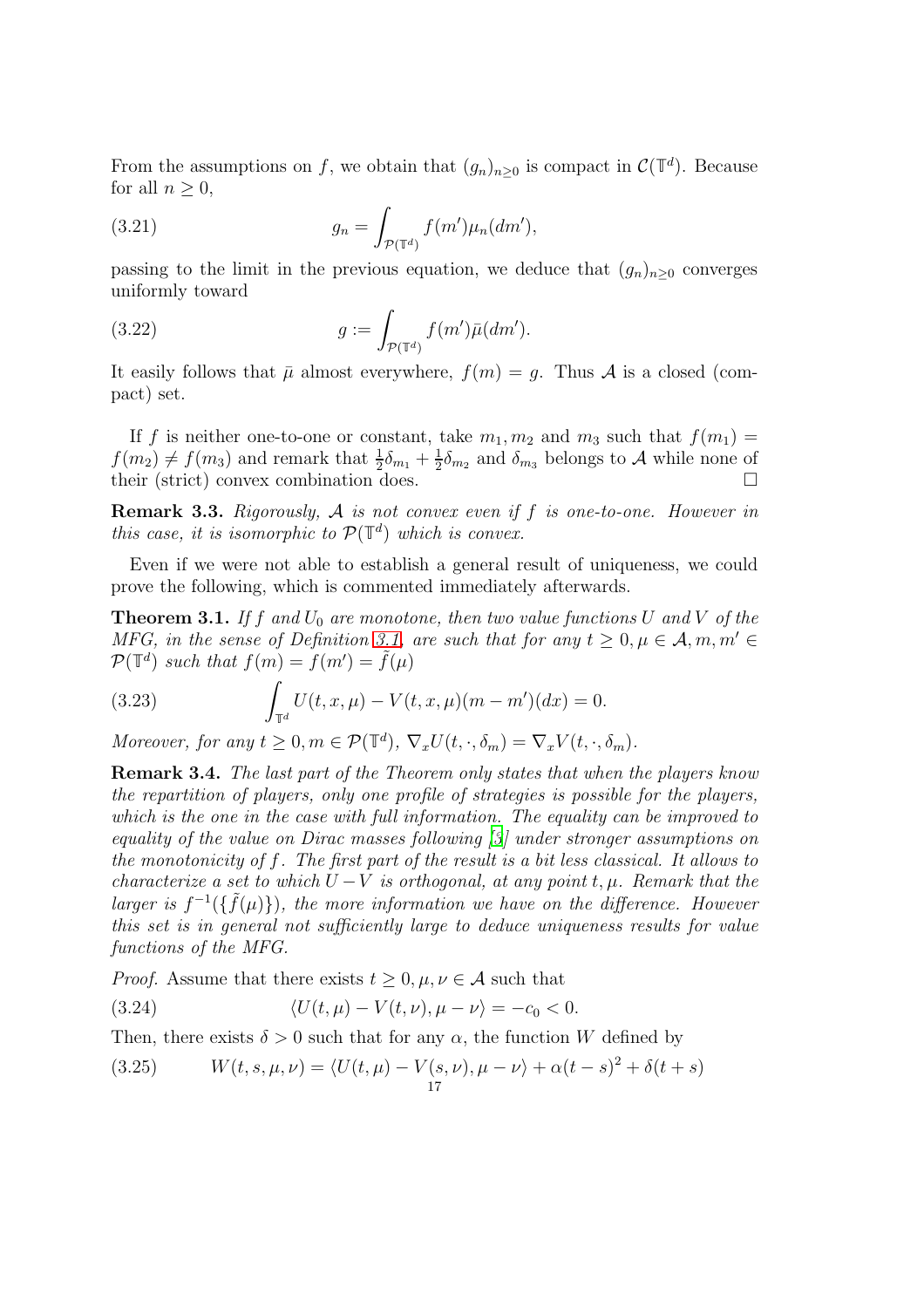From the assumptions on $f$, we obtain that $(g_n)_{n\geq 0}$ is compact in $\mathcal{C}(\mathbb{T}^d)$. Because for all $n \geq 0$,

$$g_n = \int_{\mathcal{P}(\mathbb{T}^d)} f(m')\mu_n(dm'), \tag{3.21}$$

passing to the limit in the previous equation, we deduce that $(g_n)_{n\geq 0}$ converges uniformly toward

$$g := \int_{\mathcal{P}(\mathbb{T}^d)} f(m')\bar{\mu}(dm'). \tag{3.22}$$

It easily follows that $\bar{\mu}$ almost everywhere, $f(m) = g$. Thus $\mathcal{A}$ is a closed (compact) set.

If $f$ is neither one-to-one or constant, take $m_1, m_2$ and $m_3$ such that $f(m_1) = f(m_2) \neq f(m_3)$ and remark that $\frac{1}{2}\delta_{m_1} + \frac{1}{2}\delta_{m_2}$ and $\delta_{m_3}$ belongs to $\mathcal{A}$ while none of their (strict) convex combination does. $\square$

**Remark 3.3.** *Rigorously, $\mathcal{A}$ is not convex even if $f$ is one-to-one. However in this case, it is isomorphic to $\mathcal{P}(\mathbb{T}^d)$ which is convex.*

Even if we were not able to establish a general result of uniqueness, we could prove the following, which is commented immediately afterwards.

**Theorem 3.1.** *If $f$ and $U_0$ are monotone, then two value functions $U$ and $V$ of the MFG, in the sense of Definition 3.1, are such that for any $t \geq 0, \mu \in \mathcal{A}, m, m' \in \mathcal{P}(\mathbb{T}^d)$ such that $f(m) = f(m') = \tilde{f}(\mu)$*

$$\int_{\mathbb{T}^d} U(t, x, \mu) - V(t, x, \mu)(m - m')(dx) = 0. \tag{3.23}$$

*Moreover, for any $t \geq 0, m \in \mathcal{P}(\mathbb{T}^d)$, $\nabla_x U(t, \cdot, \delta_m) = \nabla_x V(t, \cdot, \delta_m)$.*

**Remark 3.4.** *The last part of the Theorem only states that when the players know the repartition of players, only one profile of strategies is possible for the players, which is the one in the case with full information. The equality can be improved to equality of the value on Dirac masses following [3] under stronger assumptions on the monotonicity of $f$. The first part of the result is a bit less classical. It allows to characterize a set to which $U - V$ is orthogonal, at any point $t, \mu$. Remark that the larger is $f^{-1}(\{\tilde{f}(\mu)\})$, the more information we have on the difference. However this set is in general not sufficiently large to deduce uniqueness results for value functions of the MFG.*

*Proof.* Assume that there exists $t \geq 0, \mu, \nu \in \mathcal{A}$ such that

$$\langle U(t, \mu) - V(t, \nu), \mu - \nu \rangle = -c_0 < 0. \tag{3.24}$$

Then, there exists $\delta > 0$ such that for any $\alpha$, the function $W$ defined by

$$W(t, s, \mu, \nu) = \langle U(t, \mu) - V(s, \nu), \mu - \nu \rangle + \alpha(t - s)^2 + \delta(t + s) \tag{3.25}$$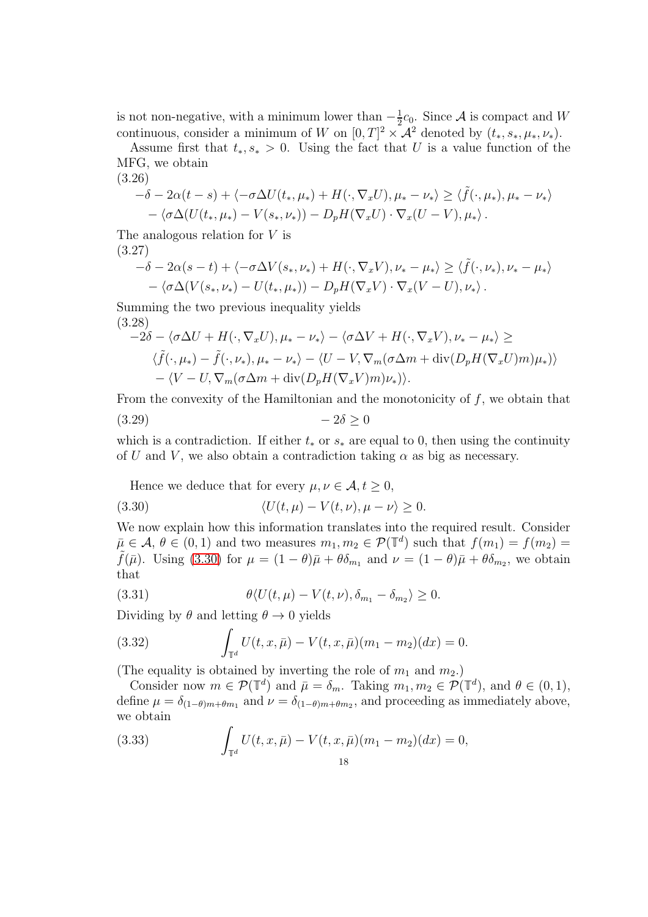is not non-negative, with a minimum lower than $-\frac{1}{2}c_0$. Since $\mathcal{A}$ is compact and $W$ continuous, consider a minimum of $W$ on $[0,T]^2 \times \mathcal{A}^2$ denoted by $(t_*, s_*, \mu_*, \nu_*)$.

Assume first that $t_*, s_* > 0$. Using the fact that $U$ is a value function of the MFG, we obtain

$$
\begin{aligned}
&-\delta - 2\alpha(t-s) + \langle -\sigma\Delta U(t_*, \mu_*) + H(\cdot, \nabla_x U), \mu_* - \nu_* \rangle \geq \langle \tilde{f}(\cdot, \mu_*), \mu_* - \nu_* \rangle \\
&\quad - \langle \sigma \Delta (U(t_*, \mu_*) - V(s_*, \nu_*)) - D_p H(\nabla_x U) \cdot \nabla_x (U - V), \mu_* \rangle .
\end{aligned} \tag{3.26}
$$

The analogous relation for $V$ is

$$
\begin{aligned}
&-\delta - 2\alpha(s-t) + \langle -\sigma\Delta V(s_*, \nu_*) + H(\cdot, \nabla_x V), \nu_* - \mu_* \rangle \geq \langle \tilde{f}(\cdot, \nu_*), \nu_* - \mu_* \rangle \\
&\quad - \langle \sigma \Delta (V(s_*, \nu_*) - U(t_*, \mu_*)) - D_p H(\nabla_x V) \cdot \nabla_x (V - U), \nu_* \rangle .
\end{aligned} \tag{3.27}
$$

Summing the two previous inequality yields

$$
\begin{aligned}
&-2\delta - \langle \sigma\Delta U + H(\cdot, \nabla_x U), \mu_* - \nu_* \rangle - \langle \sigma \Delta V + H(\cdot, \nabla_x V), \nu_* - \mu_* \rangle \geq \\
&\quad \langle \tilde{f}(\cdot, \mu_*) - \tilde{f}(\cdot, \nu_*), \mu_* - \nu_* \rangle - \langle U - V, \nabla_m (\sigma \Delta m + \operatorname{div}(D_p H(\nabla_x U) m) \mu_*) \rangle \\
&\quad - \langle V - U, \nabla_m (\sigma \Delta m + \operatorname{div}(D_p H(\nabla_x V) m) \nu_*) \rangle .
\end{aligned} \tag{3.28}
$$

From the convexity of the Hamiltonian and the monotonicity of $f$, we obtain that

$$
-2\delta \geq 0 \tag{3.29}
$$

which is a contradiction. If either $t_*$ or $s_*$ are equal to 0, then using the continuity of $U$ and $V$, we also obtain a contradiction taking $\alpha$ as big as necessary.

Hence we deduce that for every $\mu, \nu \in \mathcal{A}, t \geq 0$,

$$
\langle U(t, \mu) - V(t, \nu), \mu - \nu \rangle \geq 0. \tag{3.30}
$$

We now explain how this information translates into the required result. Consider $\bar{\mu} \in \mathcal{A}$, $\theta \in (0,1)$ and two measures $m_1, m_2 \in \mathcal{P}(\mathbb{T}^d)$ such that $f(m_1) = f(m_2) = \tilde{f}(\bar{\mu})$. Using (3.30) for $\mu = (1-\theta)\bar{\mu} + \theta \delta_{m_1}$ and $\nu = (1-\theta)\bar{\mu} + \theta\delta_{m_2}$, we obtain that

$$
\theta \langle U(t, \mu) - V(t, \nu), \delta_{m_1} - \delta_{m_2} \rangle \geq 0. \tag{3.31}
$$

Dividing by $\theta$ and letting $\theta \to 0$ yields

$$
\int_{\mathbb{T}^d} U(t, x, \bar{\mu}) - V(t, x, \bar{\mu})(m_1 - m_2)(dx) = 0. \tag{3.32}
$$

(The equality is obtained by inverting the role of $m_1$ and $m_2$.)

Consider now $m \in \mathcal{P}(\mathbb{T}^d)$ and $\bar{\mu} = \delta_m$. Taking $m_1, m_2 \in \mathcal{P}(\mathbb{T}^d)$, and $\theta \in (0,1)$, define $\mu = \delta_{(1-\theta)m + \theta m_1}$ and $\nu = \delta_{(1-\theta)m + \theta m_2}$, and proceeding as immediately above, we obtain

$$
\int_{\mathbb{T}^d} U(t, x, \bar{\mu}) - V(t, x, \bar{\mu})(m_1 - m_2)(dx) = 0, \tag{3.33}
$$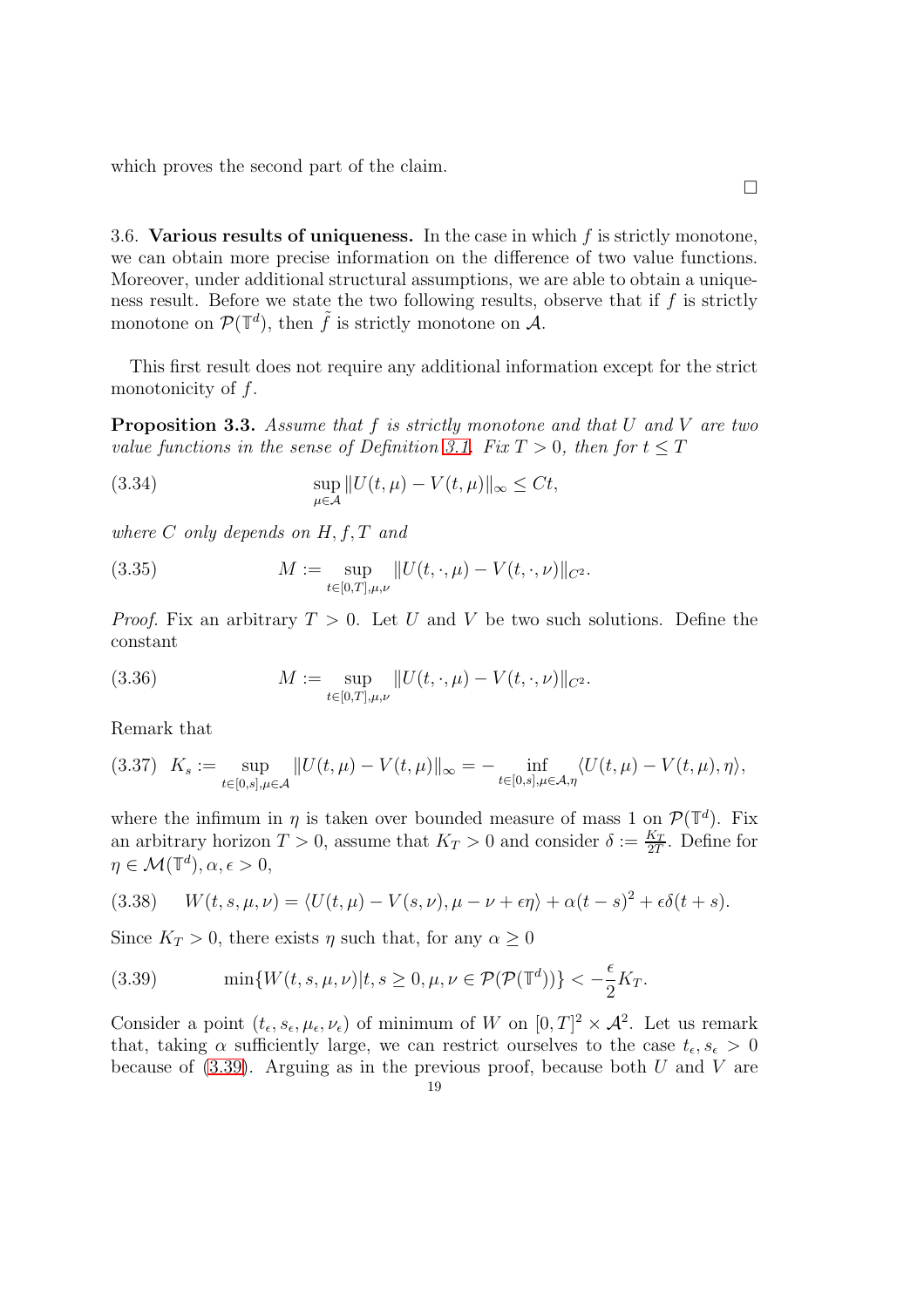which proves the second part of the claim.

□

3.6. **Various results of uniqueness.** In the case in which $f$ is strictly monotone, we can obtain more precise information on the difference of two value functions. Moreover, under additional structural assumptions, we are able to obtain a uniqueness result. Before we state the two following results, observe that if $f$ is strictly monotone on $\mathcal{P}(\mathbb{T}^d)$, then $\tilde{f}$ is strictly monotone on $\mathcal{A}$.

This first result does not require any additional information except for the strict monotonicity of $f$.

**Proposition 3.3.** *Assume that $f$ is strictly monotone and that $U$ and $V$ are two value functions in the sense of Definition 3.1. Fix $T > 0$, then for $t \leq T$*

$$\sup_{\mu \in \mathcal{A}} \|U(t,\mu) - V(t,\mu)\|_\infty \leq Ct, \tag{3.34}$$

*where $C$ only depends on $H, f, T$ and*

$$M := \sup_{t\in[0,T],\mu,\nu} \|U(t,\cdot,\mu) - V(t,\cdot,\nu)\|_{C^2}. \tag{3.35}$$

*Proof.* Fix an arbitrary $T > 0$. Let $U$ and $V$ be two such solutions. Define the constant

$$M := \sup_{t\in[0,T],\mu,\nu} \|U(t,\cdot,\mu) - V(t,\cdot,\nu)\|_{C^2}. \tag{3.36}$$

Remark that

$$K_s := \sup_{t\in[0,s],\mu\in\mathcal{A}} \|U(t,\mu) - V(t,\mu)\|_\infty = - \inf_{t\in[0,s],\mu\in\mathcal{A},\eta} \langle U(t,\mu) - V(t,\mu), \eta\rangle, \tag{3.37}$$

where the infimum in $\eta$ is taken over bounded measure of mass 1 on $\mathcal{P}(\mathbb{T}^d)$. Fix an arbitrary horizon $T > 0$, assume that $K_T > 0$ and consider $\delta := \frac{K_T}{2T}$. Define for $\eta \in \mathcal{M}(\mathbb{T}^d), \alpha, \epsilon > 0$,

$$W(t,s,\mu,\nu) = \langle U(t,\mu) - V(s,\nu), \mu - \nu + \epsilon\eta\rangle + \alpha(t-s)^2 + \epsilon\delta(t+s). \tag{3.38}$$

Since $K_T > 0$, there exists $\eta$ such that, for any $\alpha \geq 0$

$$\min\{W(t,s,\mu,\nu) | t,s \geq 0, \mu,\nu \in \mathcal{P}(\mathcal{P}(\mathbb{T}^d))\} < -\frac{\epsilon}{2}K_T. \tag{3.39}$$

Consider a point $(t_\epsilon, s_\epsilon, \mu_\epsilon, \nu_\epsilon)$ of minimum of $W$ on $[0,T]^2 \times \mathcal{A}^2$. Let us remark that, taking $\alpha$ sufficiently large, we can restrict ourselves to the case $t_\epsilon, s_\epsilon > 0$ because of (3.39). Arguing as in the previous proof, because both $U$ and $V$ are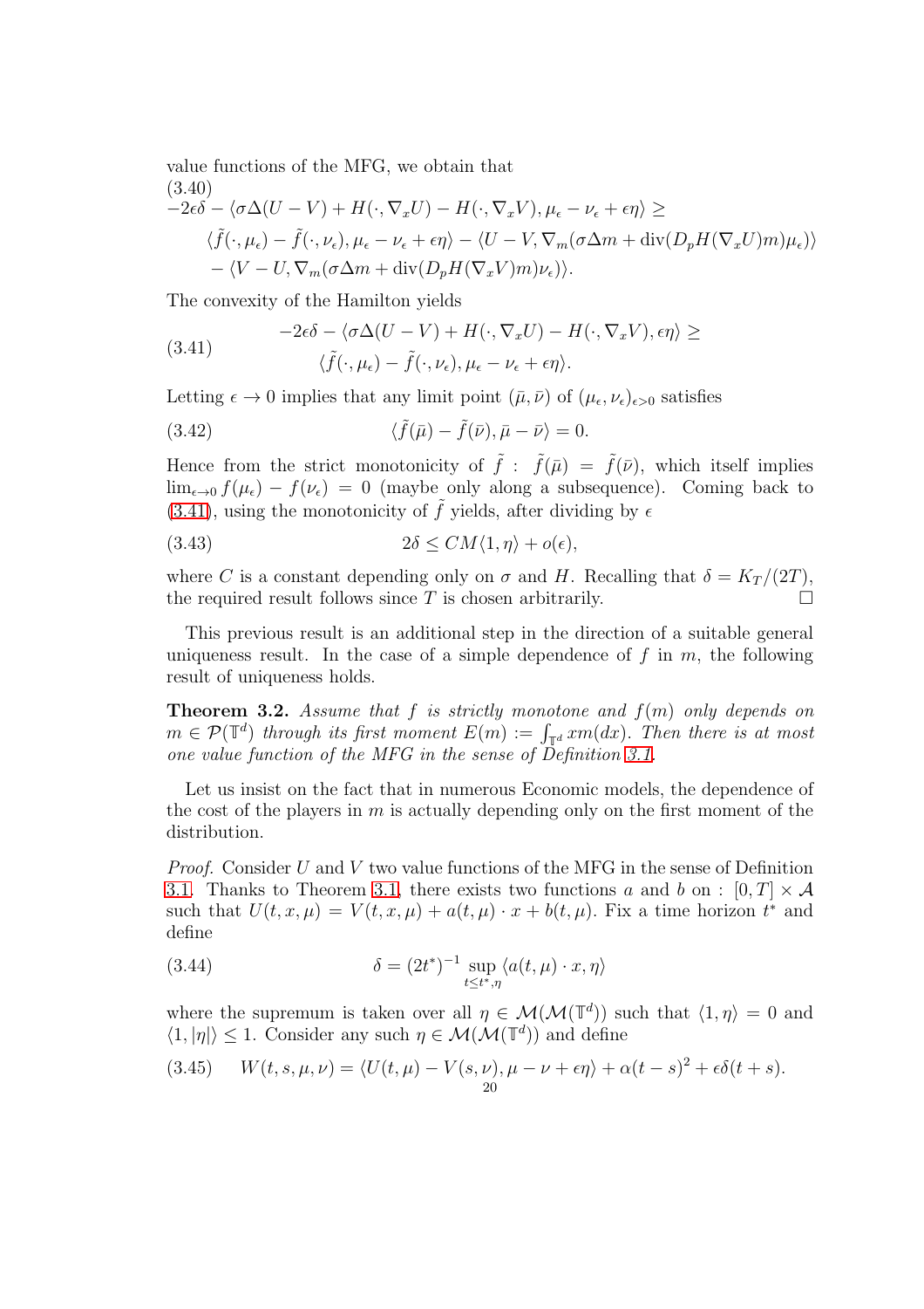value functions of the MFG, we obtain that

(3.40)

$$
\begin{aligned}
-2\epsilon\delta - \langle \sigma\Delta(U-V) + H(\cdot,\nabla_x U) - H(\cdot,\nabla_x V), \mu_\epsilon - \nu_\epsilon + \epsilon\eta\rangle \geq \\
\langle \tilde{f}(\cdot,\mu_\epsilon) - \tilde{f}(\cdot,\nu_\epsilon), \mu_\epsilon - \nu_\epsilon + \epsilon\eta\rangle - \langle U - V, \nabla_m(\sigma\Delta m + \operatorname{div}(D_pH(\nabla_x U)m)\mu_\epsilon)\rangle \\
- \langle V - U, \nabla_m(\sigma\Delta m + \operatorname{div}(D_pH(\nabla_x V)m)\nu_\epsilon)\rangle.
\end{aligned}
$$

The convexity of the Hamilton yields

$$
\begin{aligned}
-2\epsilon\delta - \langle \sigma\Delta(U-V) + H(\cdot,\nabla_x U) - H(\cdot,\nabla_x V), \epsilon\eta\rangle \geq \\
\langle \tilde{f}(\cdot,\mu_\epsilon) - \tilde{f}(\cdot,\nu_\epsilon), \mu_\epsilon - \nu_\epsilon + \epsilon\eta\rangle.
\end{aligned}
\tag{3.41}
$$

Letting $\epsilon \to 0$ implies that any limit point $(\bar{\mu},\bar{\nu})$ of $(\mu_\epsilon,\nu_\epsilon)_{\epsilon>0}$ satisfies

$$
\langle \tilde{f}(\bar{\mu}) - \tilde{f}(\bar{\nu}), \bar{\mu} - \bar{\nu}\rangle = 0. \tag{3.42}
$$

Hence from the strict monotonicity of $\tilde{f}$ : $\tilde{f}(\bar{\mu}) = \tilde{f}(\bar{\nu})$, which itself implies $\lim_{\epsilon\to 0} f(\mu_\epsilon) - f(\nu_\epsilon) = 0$ (maybe only along a subsequence). Coming back to (3.41), using the monotonicity of $\tilde{f}$ yields, after dividing by $\epsilon$

$$
2\delta \leq CM\langle 1, \eta\rangle + o(\epsilon), \tag{3.43}
$$

where $C$ is a constant depending only on $\sigma$ and $H$. Recalling that $\delta = K_T/(2T)$, the required result follows since $T$ is chosen arbitrarily. □

This previous result is an additional step in the direction of a suitable general uniqueness result. In the case of a simple dependence of $f$ in $m$, the following result of uniqueness holds.

**Theorem 3.2.** *Assume that $f$ is strictly monotone and $f(m)$ only depends on $m \in \mathcal{P}(\mathbb{T}^d)$ through its first moment $E(m) := \int_{\mathbb{T}^d} xm(dx)$. Then there is at most one value function of the MFG in the sense of Definition 3.1.*

Let us insist on the fact that in numerous Economic models, the dependence of the cost of the players in $m$ is actually depending only on the first moment of the distribution.

*Proof.* Consider $U$ and $V$ two value functions of the MFG in the sense of Definition 3.1. Thanks to Theorem 3.1, there exists two functions $a$ and $b$ on : $[0,T]\times\mathcal{A}$ such that $U(t,x,\mu) = V(t,x,\mu) + a(t,\mu)\cdot x + b(t,\mu)$. Fix a time horizon $t^*$ and define

$$
\delta = (2t^*)^{-1} \sup_{t\leq t^*,\eta} \langle a(t,\mu)\cdot x, \eta\rangle \tag{3.44}
$$

where the supremum is taken over all $\eta \in \mathcal{M}(\mathcal{M}(\mathbb{T}^d))$ such that $\langle 1,\eta\rangle = 0$ and $\langle 1, |\eta|\rangle \leq 1$. Consider any such $\eta \in \mathcal{M}(\mathcal{M}(\mathbb{T}^d))$ and define

$$
W(t,s,\mu,\nu) = \langle U(t,\mu) - V(s,\nu), \mu - \nu + \epsilon\eta\rangle + \alpha(t-s)^2 + \epsilon\delta(t+s). \tag{3.45}
$$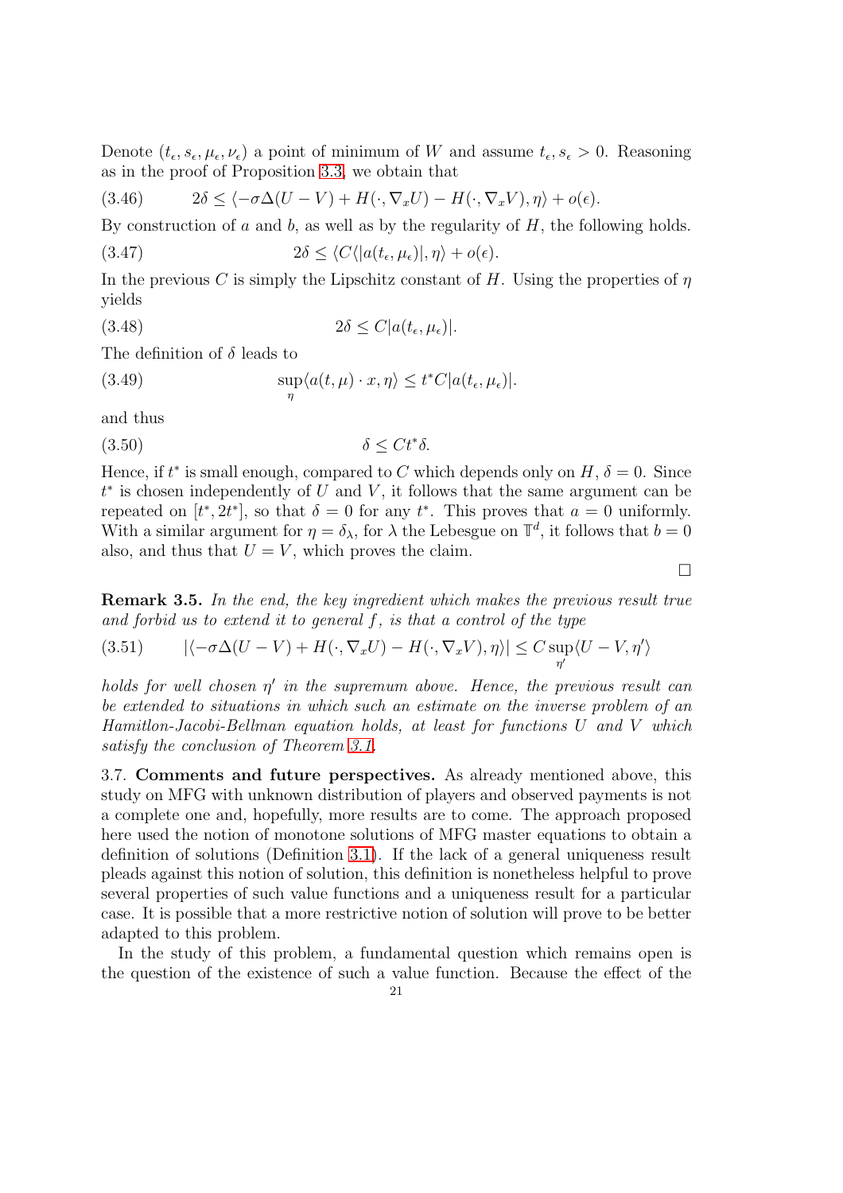Denote $(t_\epsilon, s_\epsilon, \mu_\epsilon, \nu_\epsilon)$ a point of minimum of $W$ and assume $t_\epsilon, s_\epsilon > 0$. Reasoning as in the proof of Proposition 3.3, we obtain that

$$2\delta \leq \langle -\sigma\Delta(U - V) + H(\cdot, \nabla_x U) - H(\cdot, \nabla_x V), \eta\rangle + o(\epsilon). \tag{3.46}$$

By construction of $a$ and $b$, as well as by the regularity of $H$, the following holds.

$$2\delta \leq \langle C\langle |a(t_\epsilon, \mu_\epsilon)|, \eta\rangle + o(\epsilon). \tag{3.47}$$

In the previous $C$ is simply the Lipschitz constant of $H$. Using the properties of $\eta$ yields

$$2\delta \leq C|a(t_\epsilon, \mu_\epsilon)|. \tag{3.48}$$

The definition of $\delta$ leads to

$$\sup_\eta \langle a(t,\mu)\cdot x, \eta\rangle \leq t^* C|a(t_\epsilon, \mu_\epsilon)|. \tag{3.49}$$

and thus

$$\delta \leq Ct^*\delta. \tag{3.50}$$

Hence, if $t^*$ is small enough, compared to $C$ which depends only on $H$, $\delta = 0$. Since $t^*$ is chosen independently of $U$ and $V$, it follows that the same argument can be repeated on $[t^*, 2t^*]$, so that $\delta = 0$ for any $t^*$. This proves that $a = 0$ uniformly. With a similar argument for $\eta = \delta_\lambda$, for $\lambda$ the Lebesgue on $\mathbb{T}^d$, it follows that $b = 0$ also, and thus that $U = V$, which proves the claim.

□

**Remark 3.5.** *In the end, the key ingredient which makes the previous result true and forbid us to extend it to general $f$, is that a control of the type*

$$|\langle -\sigma\Delta(U - V) + H(\cdot, \nabla_x U) - H(\cdot, \nabla_x V), \eta\rangle| \leq C \sup_{\eta'} \langle U - V, \eta'\rangle \tag{3.51}$$

*holds for well chosen $\eta'$ in the supremum above. Hence, the previous result can be extended to situations in which such an estimate on the inverse problem of an Hamitlon-Jacobi-Bellman equation holds, at least for functions $U$ and $V$ which satisfy the conclusion of Theorem 3.1.*

3.7. **Comments and future perspectives.** As already mentioned above, this study on MFG with unknown distribution of players and observed payments is not a complete one and, hopefully, more results are to come. The approach proposed here used the notion of monotone solutions of MFG master equations to obtain a definition of solutions (Definition 3.1). If the lack of a general uniqueness result pleads against this notion of solution, this definition is nonetheless helpful to prove several properties of such value functions and a uniqueness result for a particular case. It is possible that a more restrictive notion of solution will prove to be better adapted to this problem.

In the study of this problem, a fundamental question which remains open is the question of the existence of such a value function. Because the effect of the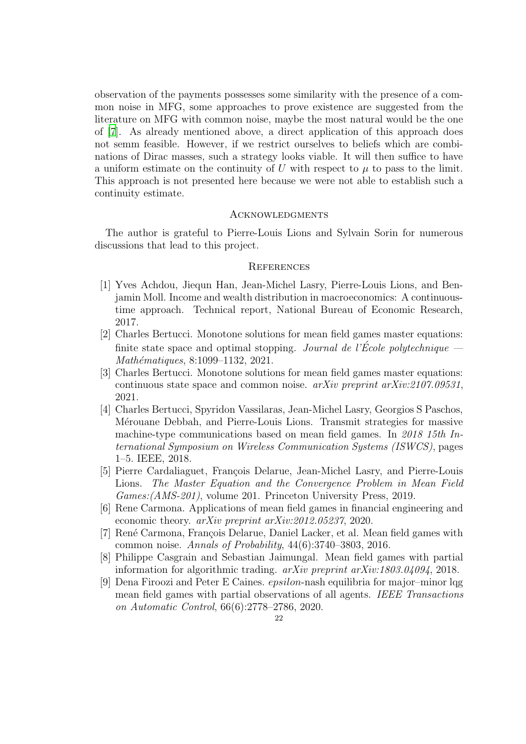observation of the payments possesses some similarity with the presence of a common noise in MFG, some approaches to prove existence are suggested from the literature on MFG with common noise, maybe the most natural would be the one of [7]. As already mentioned above, a direct application of this approach does not semm feasible. However, if we restrict ourselves to beliefs which are combinations of Dirac masses, such a strategy looks viable. It will then suffice to have a uniform estimate on the continuity of $U$ with respect to $\mu$ to pass to the limit. This approach is not presented here because we were not able to establish such a continuity estimate.

## Acknowledgments

The author is grateful to Pierre-Louis Lions and Sylvain Sorin for numerous discussions that lead to this project.

## References

[1] Yves Achdou, Jiequn Han, Jean-Michel Lasry, Pierre-Louis Lions, and Benjamin Moll. Income and wealth distribution in macroeconomics: A continuous-time approach. Technical report, National Bureau of Economic Research, 2017.

[2] Charles Bertucci. Monotone solutions for mean field games master equations: finite state space and optimal stopping. *Journal de l'École polytechnique — Mathématiques*, 8:1099–1132, 2021.

[3] Charles Bertucci. Monotone solutions for mean field games master equations: continuous state space and common noise. *arXiv preprint arXiv:2107.09531*, 2021.

[4] Charles Bertucci, Spyridon Vassilaras, Jean-Michel Lasry, Georgios S Paschos, Mérouane Debbah, and Pierre-Louis Lions. Transmit strategies for massive machine-type communications based on mean field games. In *2018 15th International Symposium on Wireless Communication Systems (ISWCS)*, pages 1–5. IEEE, 2018.

[5] Pierre Cardaliaguet, François Delarue, Jean-Michel Lasry, and Pierre-Louis Lions. *The Master Equation and the Convergence Problem in Mean Field Games:(AMS-201)*, volume 201. Princeton University Press, 2019.

[6] Rene Carmona. Applications of mean field games in financial engineering and economic theory. *arXiv preprint arXiv:2012.05237*, 2020.

[7] René Carmona, François Delarue, Daniel Lacker, et al. Mean field games with common noise. *Annals of Probability*, 44(6):3740–3803, 2016.

[8] Philippe Casgrain and Sebastian Jaimungal. Mean field games with partial information for algorithmic trading. *arXiv preprint arXiv:1803.04094*, 2018.

[9] Dena Firoozi and Peter E Caines. *epsilon*-nash equilibria for major–minor lqg mean field games with partial observations of all agents. *IEEE Transactions on Automatic Control*, 66(6):2778–2786, 2020.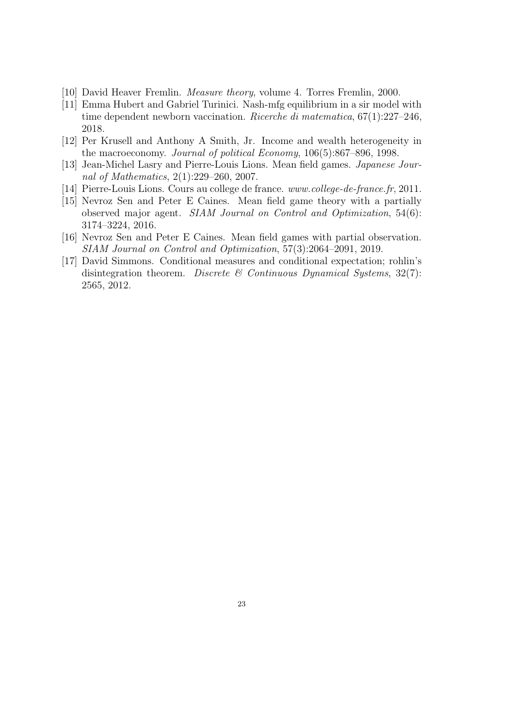[10] David Heaver Fremlin. *Measure theory*, volume 4. Torres Fremlin, 2000.

[11] Emma Hubert and Gabriel Turinici. Nash-mfg equilibrium in a sir model with time dependent newborn vaccination. *Ricerche di matematica*, 67(1):227–246, 2018.

[12] Per Krusell and Anthony A Smith, Jr. Income and wealth heterogeneity in the macroeconomy. *Journal of political Economy*, 106(5):867–896, 1998.

[13] Jean-Michel Lasry and Pierre-Louis Lions. Mean field games. *Japanese Journal of Mathematics*, 2(1):229–260, 2007.

[14] Pierre-Louis Lions. Cours au college de france. *www.college-de-france.fr*, 2011.

[15] Nevroz Sen and Peter E Caines. Mean field game theory with a partially observed major agent. *SIAM Journal on Control and Optimization*, 54(6): 3174–3224, 2016.

[16] Nevroz Sen and Peter E Caines. Mean field games with partial observation. *SIAM Journal on Control and Optimization*, 57(3):2064–2091, 2019.

[17] David Simmons. Conditional measures and conditional expectation; rohlin's disintegration theorem. *Discrete & Continuous Dynamical Systems*, 32(7): 2565, 2012.